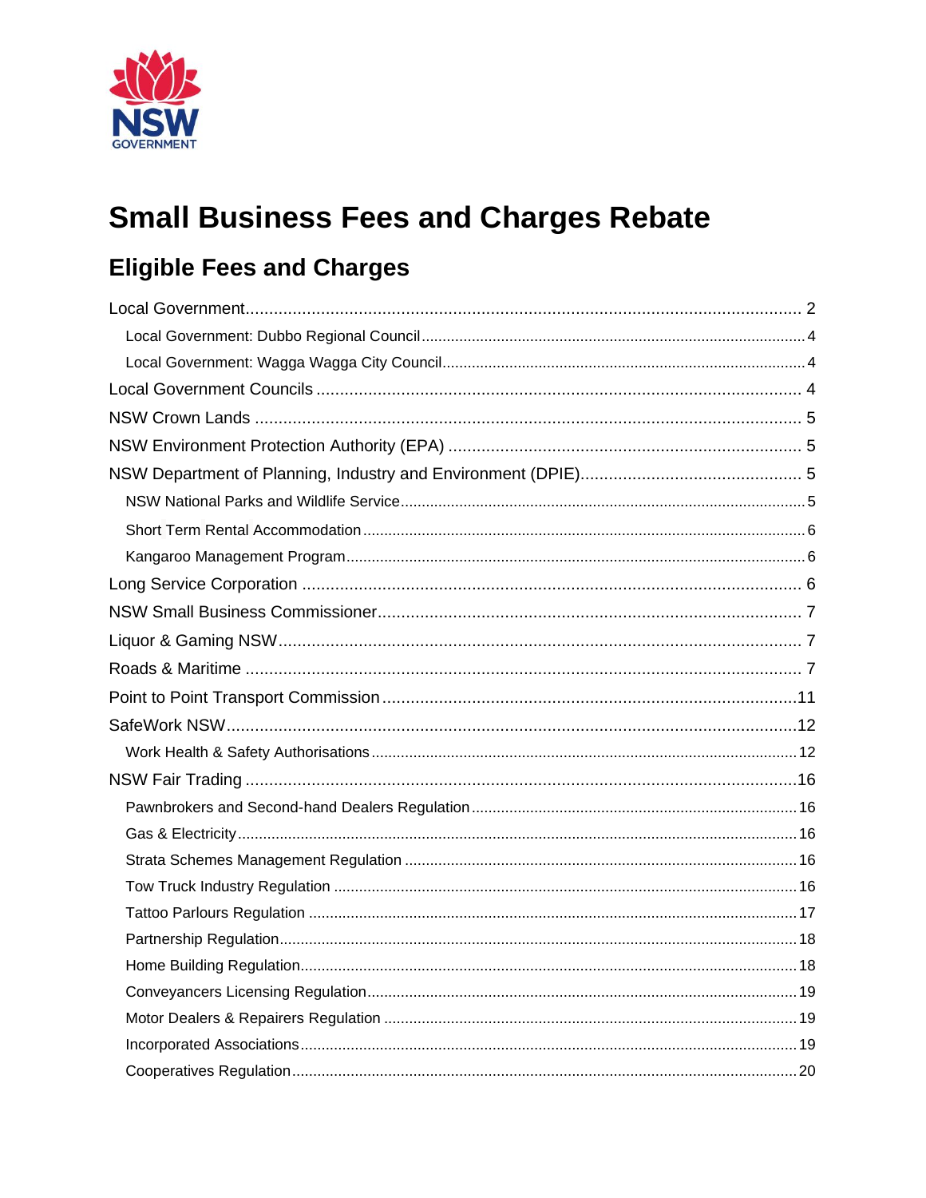# Small Business Fees and Charges Rebate

## Eligible Fees and Charges

- Local Government ... 2
  - Local Government: Dubbo Regional Council ... 4
  - Local Government: Wagga Wagga City Council ... 4
- Local Government Councils ... 4
- NSW Crown Lands ... 5
- NSW Environment Protection Authority (EPA) ... 5
- NSW Department of Planning, Industry and Environment (DPIE) ... 5
  - NSW National Parks and Wildlife Service ... 5
  - Short Term Rental Accommodation ... 6
  - Kangaroo Management Program ... 6
- Long Service Corporation ... 6
- NSW Small Business Commissioner ... 7
- Liquor & Gaming NSW ... 7
- Roads & Maritime ... 7
- Point to Point Transport Commission ... 11
- SafeWork NSW ... 12
  - Work Health & Safety Authorisations ... 12
- NSW Fair Trading ... 16
  - Pawnbrokers and Second-hand Dealers Regulation ... 16
  - Gas & Electricity ... 16
  - Strata Schemes Management Regulation ... 16
  - Tow Truck Industry Regulation ... 16
  - Tattoo Parlours Regulation ... 17
  - Partnership Regulation ... 18
  - Home Building Regulation ... 18
  - Conveyancers Licensing Regulation ... 19
  - Motor Dealers & Repairers Regulation ... 19
  - Incorporated Associations ... 19
  - Cooperatives Regulation ... 20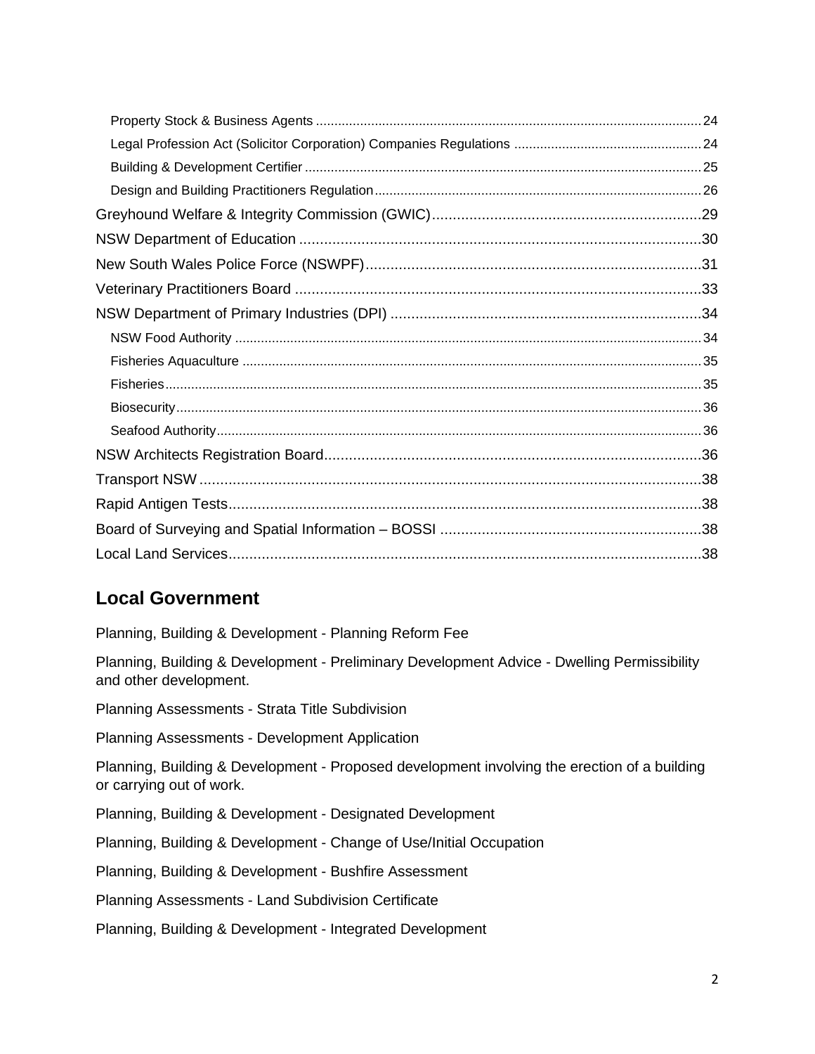- Property Stock & Business Agents ........ 24
- Legal Profession Act (Solicitor Corporation) Companies Regulations ........ 24
- Building & Development Certifier ........ 25
- Design and Building Practitioners Regulation ........ 26

Greyhound Welfare & Integrity Commission (GWIC) ........ 29

NSW Department of Education ........ 30

New South Wales Police Force (NSWPF) ........ 31

Veterinary Practitioners Board ........ 33

NSW Department of Primary Industries (DPI) ........ 34

- NSW Food Authority ........ 34
- Fisheries Aquaculture ........ 35
- Fisheries ........ 35
- Biosecurity ........ 36
- Seafood Authority ........ 36

NSW Architects Registration Board ........ 36

Transport NSW ........ 38

Rapid Antigen Tests ........ 38

Board of Surveying and Spatial Information – BOSSI ........ 38

Local Land Services ........ 38

## Local Government

Planning, Building & Development - Planning Reform Fee

Planning, Building & Development - Preliminary Development Advice - Dwelling Permissibility and other development.

Planning Assessments - Strata Title Subdivision

Planning Assessments - Development Application

Planning, Building & Development - Proposed development involving the erection of a building or carrying out of work.

Planning, Building & Development - Designated Development

Planning, Building & Development - Change of Use/Initial Occupation

Planning, Building & Development - Bushfire Assessment

Planning Assessments - Land Subdivision Certificate

Planning, Building & Development - Integrated Development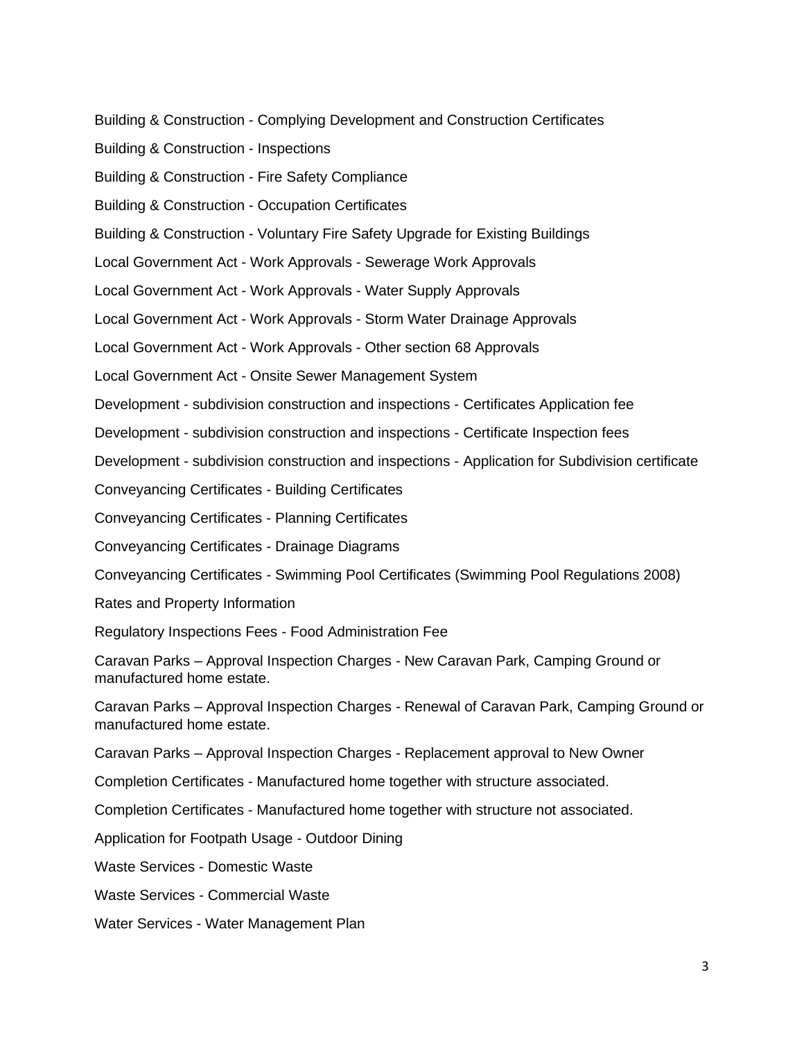Building & Construction - Complying Development and Construction Certificates

Building & Construction - Inspections

Building & Construction - Fire Safety Compliance

Building & Construction - Occupation Certificates

Building & Construction - Voluntary Fire Safety Upgrade for Existing Buildings

Local Government Act - Work Approvals - Sewerage Work Approvals

Local Government Act - Work Approvals - Water Supply Approvals

Local Government Act - Work Approvals - Storm Water Drainage Approvals

Local Government Act - Work Approvals - Other section 68 Approvals

Local Government Act - Onsite Sewer Management System

Development - subdivision construction and inspections - Certificates Application fee

Development - subdivision construction and inspections - Certificate Inspection fees

Development - subdivision construction and inspections - Application for Subdivision certificate

Conveyancing Certificates - Building Certificates

Conveyancing Certificates - Planning Certificates

Conveyancing Certificates - Drainage Diagrams

Conveyancing Certificates - Swimming Pool Certificates (Swimming Pool Regulations 2008)

Rates and Property Information

Regulatory Inspections Fees - Food Administration Fee

Caravan Parks – Approval Inspection Charges - New Caravan Park, Camping Ground or manufactured home estate.

Caravan Parks – Approval Inspection Charges - Renewal of Caravan Park, Camping Ground or manufactured home estate.

Caravan Parks – Approval Inspection Charges - Replacement approval to New Owner

Completion Certificates - Manufactured home together with structure associated.

Completion Certificates - Manufactured home together with structure not associated.

Application for Footpath Usage - Outdoor Dining

Waste Services - Domestic Waste

Waste Services - Commercial Waste

Water Services - Water Management Plan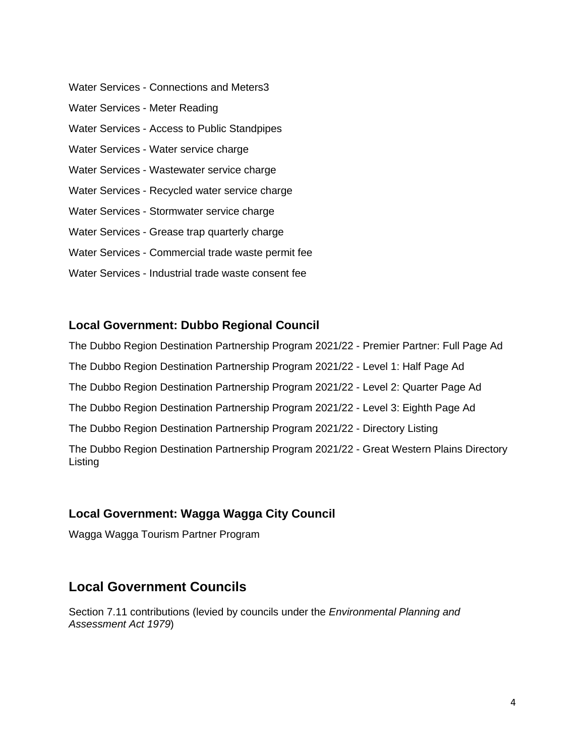Water Services - Connections and Meters3

Water Services - Meter Reading

Water Services - Access to Public Standpipes

Water Services - Water service charge

Water Services - Wastewater service charge

Water Services - Recycled water service charge

Water Services - Stormwater service charge

Water Services - Grease trap quarterly charge

Water Services - Commercial trade waste permit fee

Water Services - Industrial trade waste consent fee

### Local Government: Dubbo Regional Council

The Dubbo Region Destination Partnership Program 2021/22 - Premier Partner: Full Page Ad

The Dubbo Region Destination Partnership Program 2021/22 - Level 1: Half Page Ad

The Dubbo Region Destination Partnership Program 2021/22 - Level 2: Quarter Page Ad

The Dubbo Region Destination Partnership Program 2021/22 - Level 3: Eighth Page Ad

The Dubbo Region Destination Partnership Program 2021/22 - Directory Listing

The Dubbo Region Destination Partnership Program 2021/22 - Great Western Plains Directory Listing

### Local Government: Wagga Wagga City Council

Wagga Wagga Tourism Partner Program

## Local Government Councils

Section 7.11 contributions (levied by councils under the *Environmental Planning and Assessment Act 1979*)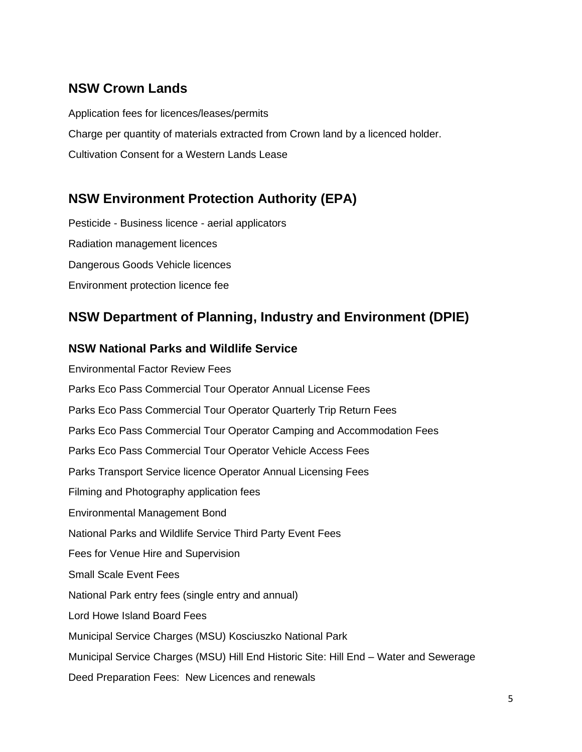## NSW Crown Lands

Application fees for licences/leases/permits

Charge per quantity of materials extracted from Crown land by a licenced holder.

Cultivation Consent for a Western Lands Lease

## NSW Environment Protection Authority (EPA)

Pesticide - Business licence - aerial applicators

Radiation management licences

Dangerous Goods Vehicle licences

Environment protection licence fee

## NSW Department of Planning, Industry and Environment (DPIE)

### NSW National Parks and Wildlife Service

Environmental Factor Review Fees

Parks Eco Pass Commercial Tour Operator Annual License Fees

Parks Eco Pass Commercial Tour Operator Quarterly Trip Return Fees

Parks Eco Pass Commercial Tour Operator Camping and Accommodation Fees

Parks Eco Pass Commercial Tour Operator Vehicle Access Fees

Parks Transport Service licence Operator Annual Licensing Fees

Filming and Photography application fees

Environmental Management Bond

National Parks and Wildlife Service Third Party Event Fees

Fees for Venue Hire and Supervision

Small Scale Event Fees

National Park entry fees (single entry and annual)

Lord Howe Island Board Fees

Municipal Service Charges (MSU) Kosciuszko National Park

Municipal Service Charges (MSU) Hill End Historic Site: Hill End – Water and Sewerage

Deed Preparation Fees: New Licences and renewals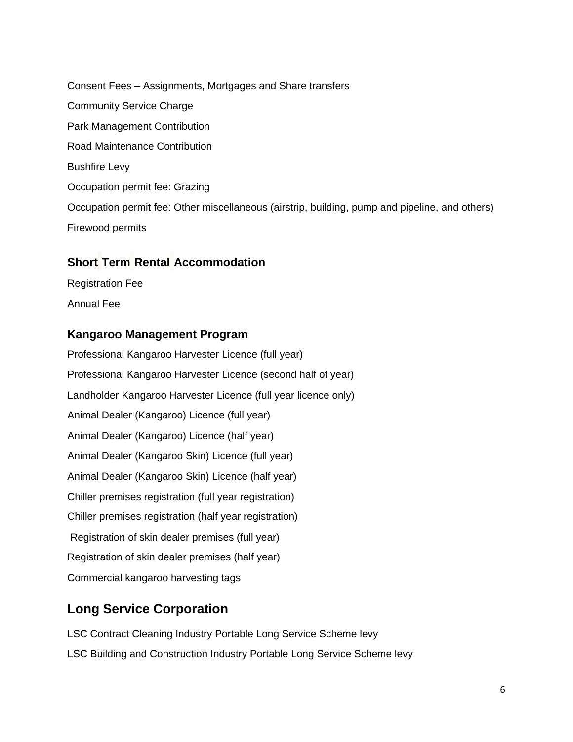Consent Fees – Assignments, Mortgages and Share transfers

Community Service Charge

Park Management Contribution

Road Maintenance Contribution

Bushfire Levy

Occupation permit fee: Grazing

Occupation permit fee: Other miscellaneous (airstrip, building, pump and pipeline, and others)

Firewood permits

### Short Term Rental Accommodation

Registration Fee

Annual Fee

### Kangaroo Management Program

Professional Kangaroo Harvester Licence (full year)

Professional Kangaroo Harvester Licence (second half of year)

Landholder Kangaroo Harvester Licence (full year licence only)

Animal Dealer (Kangaroo) Licence (full year)

Animal Dealer (Kangaroo) Licence (half year)

Animal Dealer (Kangaroo Skin) Licence (full year)

Animal Dealer (Kangaroo Skin) Licence (half year)

Chiller premises registration (full year registration)

Chiller premises registration (half year registration)

Registration of skin dealer premises (full year)

Registration of skin dealer premises (half year)

Commercial kangaroo harvesting tags

## Long Service Corporation

LSC Contract Cleaning Industry Portable Long Service Scheme levy

LSC Building and Construction Industry Portable Long Service Scheme levy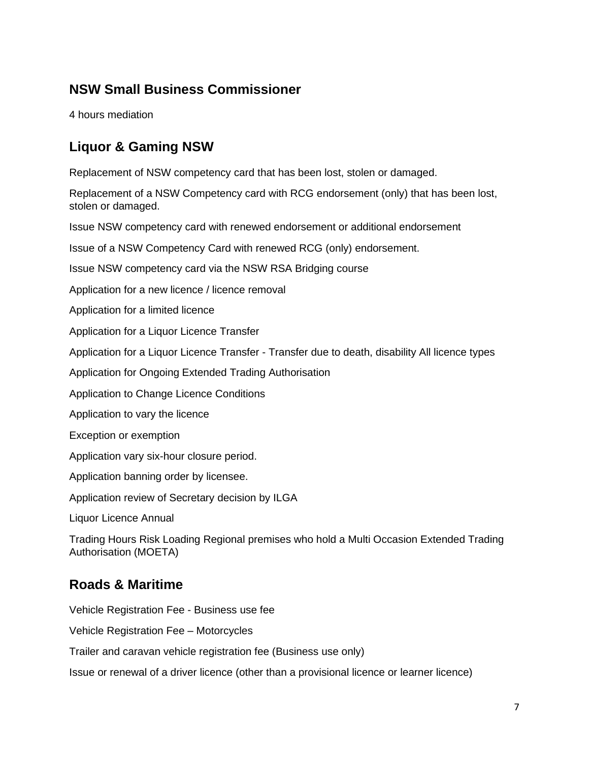## NSW Small Business Commissioner

4 hours mediation

## Liquor & Gaming NSW

Replacement of NSW competency card that has been lost, stolen or damaged.

Replacement of a NSW Competency card with RCG endorsement (only) that has been lost, stolen or damaged.

Issue NSW competency card with renewed endorsement or additional endorsement

Issue of a NSW Competency Card with renewed RCG (only) endorsement.

Issue NSW competency card via the NSW RSA Bridging course

Application for a new licence / licence removal

Application for a limited licence

Application for a Liquor Licence Transfer

Application for a Liquor Licence Transfer - Transfer due to death, disability All licence types

Application for Ongoing Extended Trading Authorisation

Application to Change Licence Conditions

Application to vary the licence

Exception or exemption

Application vary six-hour closure period.

Application banning order by licensee.

Application review of Secretary decision by ILGA

Liquor Licence Annual

Trading Hours Risk Loading Regional premises who hold a Multi Occasion Extended Trading Authorisation (MOETA)

## Roads & Maritime

Vehicle Registration Fee - Business use fee

Vehicle Registration Fee – Motorcycles

Trailer and caravan vehicle registration fee (Business use only)

Issue or renewal of a driver licence (other than a provisional licence or learner licence)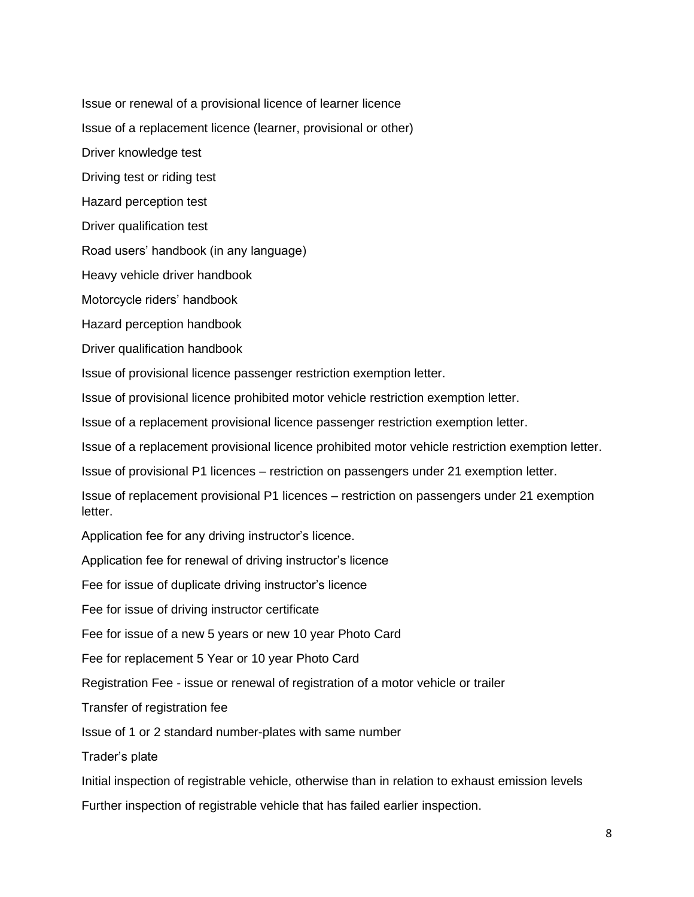Issue or renewal of a provisional licence of learner licence

Issue of a replacement licence (learner, provisional or other)

Driver knowledge test

Driving test or riding test

Hazard perception test

Driver qualification test

Road users' handbook (in any language)

Heavy vehicle driver handbook

Motorcycle riders' handbook

Hazard perception handbook

Driver qualification handbook

Issue of provisional licence passenger restriction exemption letter.

Issue of provisional licence prohibited motor vehicle restriction exemption letter.

Issue of a replacement provisional licence passenger restriction exemption letter.

Issue of a replacement provisional licence prohibited motor vehicle restriction exemption letter.

Issue of provisional P1 licences – restriction on passengers under 21 exemption letter.

Issue of replacement provisional P1 licences – restriction on passengers under 21 exemption letter.

Application fee for any driving instructor's licence.

Application fee for renewal of driving instructor's licence

Fee for issue of duplicate driving instructor's licence

Fee for issue of driving instructor certificate

Fee for issue of a new 5 years or new 10 year Photo Card

Fee for replacement 5 Year or 10 year Photo Card

Registration Fee - issue or renewal of registration of a motor vehicle or trailer

Transfer of registration fee

Issue of 1 or 2 standard number-plates with same number

Trader's plate

Initial inspection of registrable vehicle, otherwise than in relation to exhaust emission levels

Further inspection of registrable vehicle that has failed earlier inspection.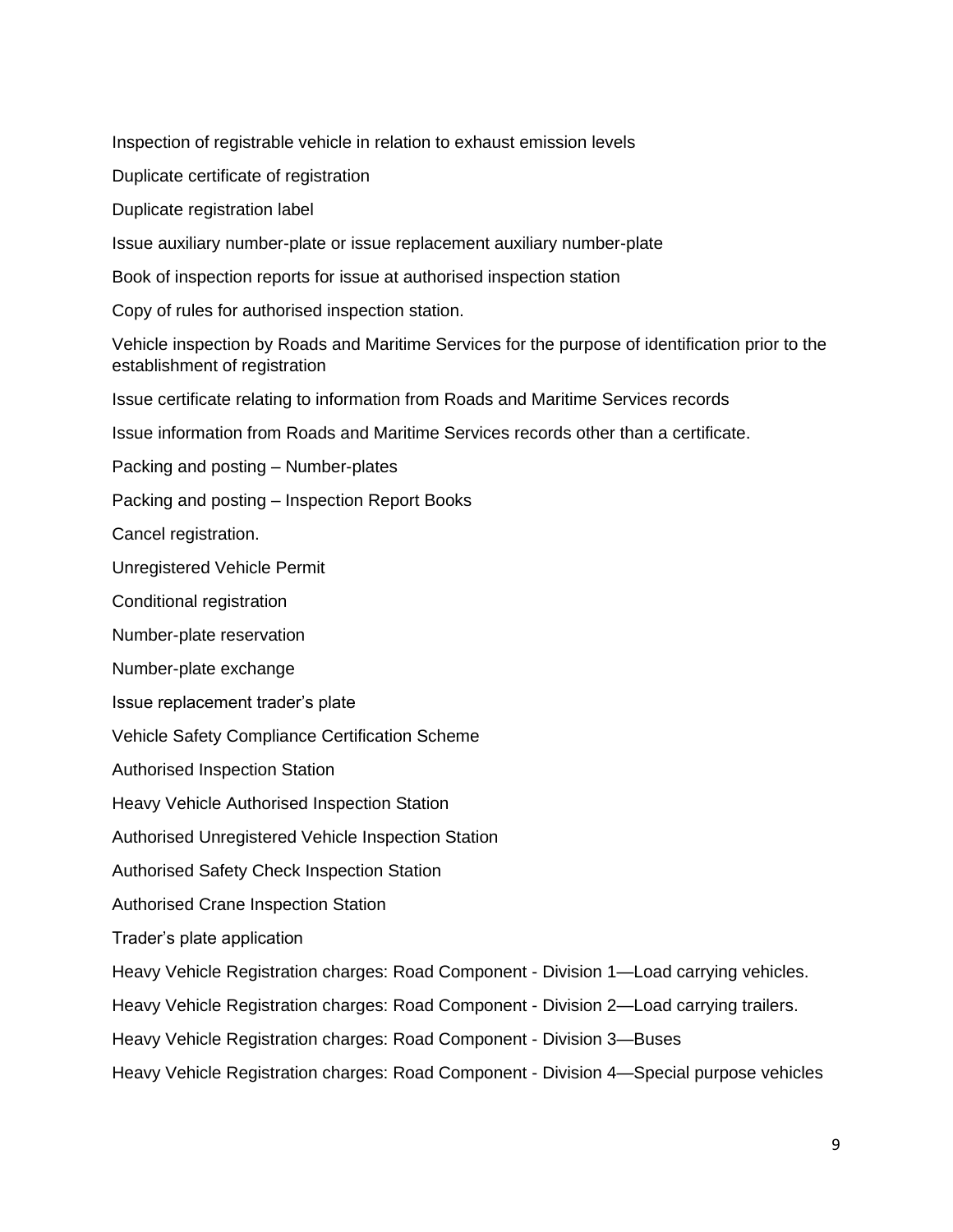Inspection of registrable vehicle in relation to exhaust emission levels

Duplicate certificate of registration

Duplicate registration label

Issue auxiliary number-plate or issue replacement auxiliary number-plate

Book of inspection reports for issue at authorised inspection station

Copy of rules for authorised inspection station.

Vehicle inspection by Roads and Maritime Services for the purpose of identification prior to the establishment of registration

Issue certificate relating to information from Roads and Maritime Services records

Issue information from Roads and Maritime Services records other than a certificate.

Packing and posting – Number-plates

Packing and posting – Inspection Report Books

Cancel registration.

Unregistered Vehicle Permit

Conditional registration

Number-plate reservation

Number-plate exchange

Issue replacement trader's plate

Vehicle Safety Compliance Certification Scheme

Authorised Inspection Station

Heavy Vehicle Authorised Inspection Station

Authorised Unregistered Vehicle Inspection Station

Authorised Safety Check Inspection Station

Authorised Crane Inspection Station

Trader's plate application

Heavy Vehicle Registration charges: Road Component - Division 1—Load carrying vehicles.

Heavy Vehicle Registration charges: Road Component - Division 2—Load carrying trailers.

Heavy Vehicle Registration charges: Road Component - Division 3—Buses

Heavy Vehicle Registration charges: Road Component - Division 4—Special purpose vehicles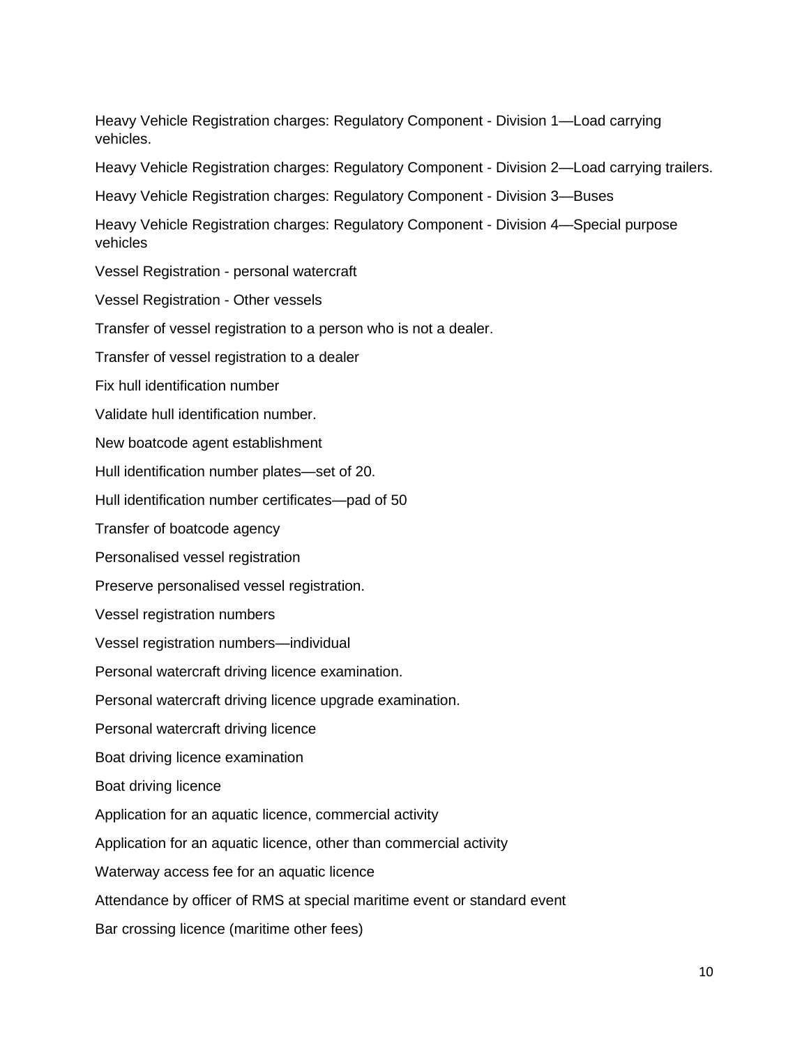Heavy Vehicle Registration charges: Regulatory Component - Division 1—Load carrying vehicles.

Heavy Vehicle Registration charges: Regulatory Component - Division 2—Load carrying trailers.

Heavy Vehicle Registration charges: Regulatory Component - Division 3—Buses

Heavy Vehicle Registration charges: Regulatory Component - Division 4—Special purpose vehicles

Vessel Registration - personal watercraft

Vessel Registration - Other vessels

Transfer of vessel registration to a person who is not a dealer.

Transfer of vessel registration to a dealer

Fix hull identification number

Validate hull identification number.

New boatcode agent establishment

Hull identification number plates—set of 20.

Hull identification number certificates—pad of 50

Transfer of boatcode agency

Personalised vessel registration

Preserve personalised vessel registration.

Vessel registration numbers

Vessel registration numbers—individual

Personal watercraft driving licence examination.

Personal watercraft driving licence upgrade examination.

Personal watercraft driving licence

Boat driving licence examination

Boat driving licence

Application for an aquatic licence, commercial activity

Application for an aquatic licence, other than commercial activity

Waterway access fee for an aquatic licence

Attendance by officer of RMS at special maritime event or standard event

Bar crossing licence (maritime other fees)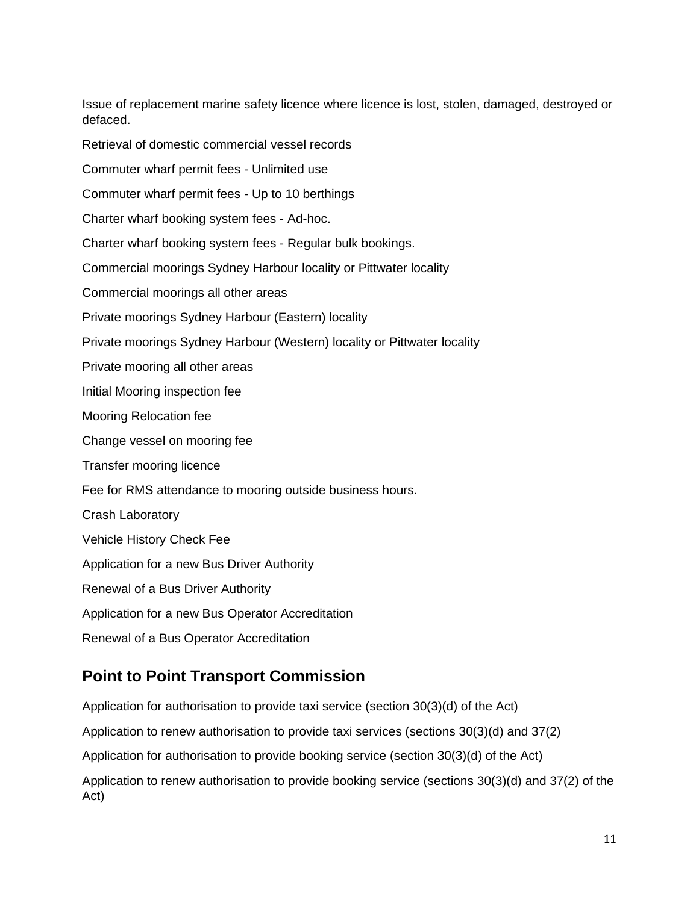Issue of replacement marine safety licence where licence is lost, stolen, damaged, destroyed or defaced.

Retrieval of domestic commercial vessel records

Commuter wharf permit fees - Unlimited use

Commuter wharf permit fees - Up to 10 berthings

Charter wharf booking system fees - Ad-hoc.

Charter wharf booking system fees - Regular bulk bookings.

Commercial moorings Sydney Harbour locality or Pittwater locality

Commercial moorings all other areas

Private moorings Sydney Harbour (Eastern) locality

Private moorings Sydney Harbour (Western) locality or Pittwater locality

Private mooring all other areas

Initial Mooring inspection fee

Mooring Relocation fee

Change vessel on mooring fee

Transfer mooring licence

Fee for RMS attendance to mooring outside business hours.

Crash Laboratory

Vehicle History Check Fee

Application for a new Bus Driver Authority

Renewal of a Bus Driver Authority

Application for a new Bus Operator Accreditation

Renewal of a Bus Operator Accreditation

## Point to Point Transport Commission

Application for authorisation to provide taxi service (section 30(3)(d) of the Act)

Application to renew authorisation to provide taxi services (sections 30(3)(d) and 37(2)

Application for authorisation to provide booking service (section 30(3)(d) of the Act)

Application to renew authorisation to provide booking service (sections 30(3)(d) and 37(2) of the Act)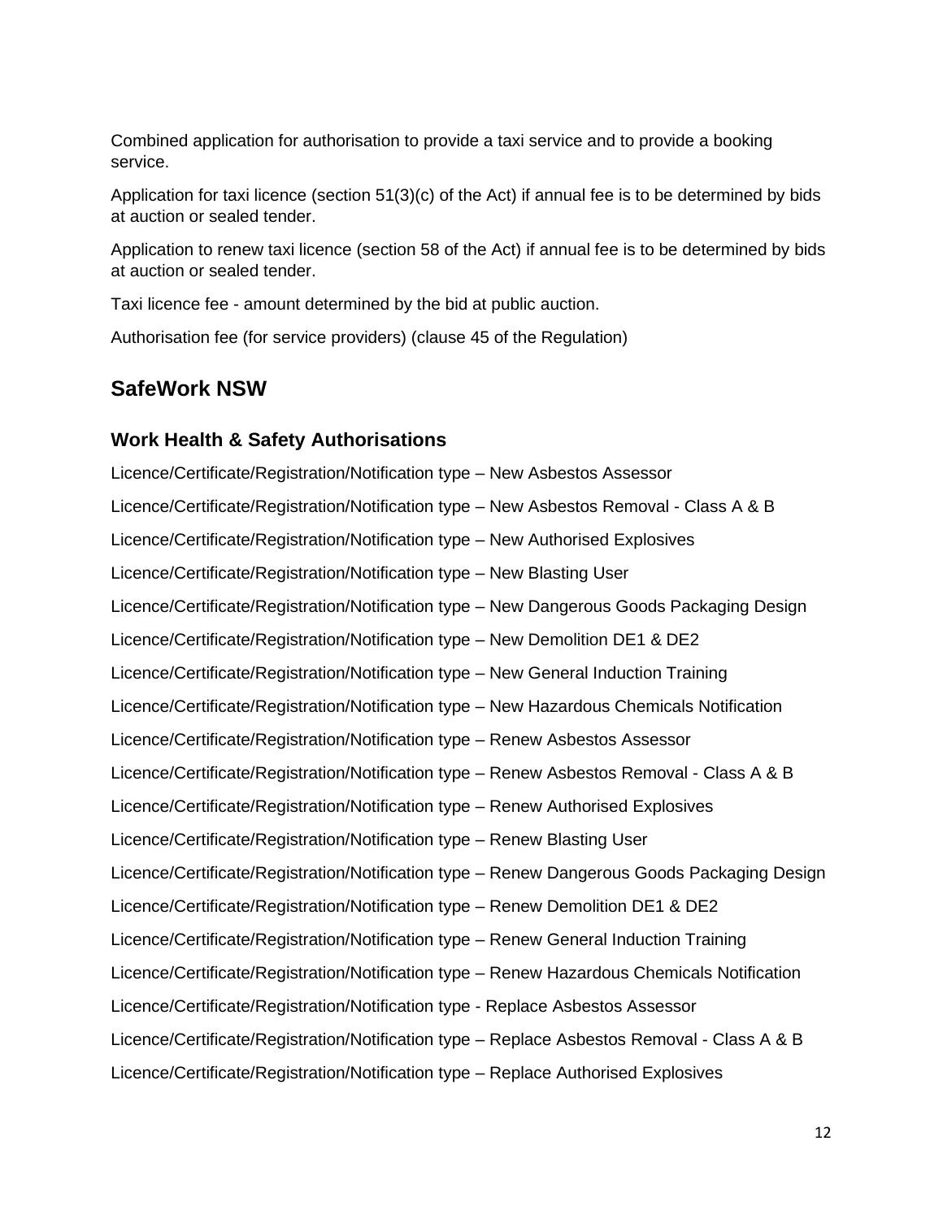Combined application for authorisation to provide a taxi service and to provide a booking service.

Application for taxi licence (section 51(3)(c) of the Act) if annual fee is to be determined by bids at auction or sealed tender.

Application to renew taxi licence (section 58 of the Act) if annual fee is to be determined by bids at auction or sealed tender.

Taxi licence fee - amount determined by the bid at public auction.

Authorisation fee (for service providers) (clause 45 of the Regulation)

## SafeWork NSW

### Work Health & Safety Authorisations

Licence/Certificate/Registration/Notification type – New Asbestos Assessor

Licence/Certificate/Registration/Notification type – New Asbestos Removal - Class A & B

Licence/Certificate/Registration/Notification type – New Authorised Explosives

Licence/Certificate/Registration/Notification type – New Blasting User

Licence/Certificate/Registration/Notification type – New Dangerous Goods Packaging Design

Licence/Certificate/Registration/Notification type – New Demolition DE1 & DE2

Licence/Certificate/Registration/Notification type – New General Induction Training

Licence/Certificate/Registration/Notification type – New Hazardous Chemicals Notification

Licence/Certificate/Registration/Notification type – Renew Asbestos Assessor

Licence/Certificate/Registration/Notification type – Renew Asbestos Removal - Class A & B

Licence/Certificate/Registration/Notification type – Renew Authorised Explosives

Licence/Certificate/Registration/Notification type – Renew Blasting User

Licence/Certificate/Registration/Notification type – Renew Dangerous Goods Packaging Design

Licence/Certificate/Registration/Notification type – Renew Demolition DE1 & DE2

Licence/Certificate/Registration/Notification type – Renew General Induction Training

Licence/Certificate/Registration/Notification type – Renew Hazardous Chemicals Notification

Licence/Certificate/Registration/Notification type - Replace Asbestos Assessor

Licence/Certificate/Registration/Notification type – Replace Asbestos Removal - Class A & B

Licence/Certificate/Registration/Notification type – Replace Authorised Explosives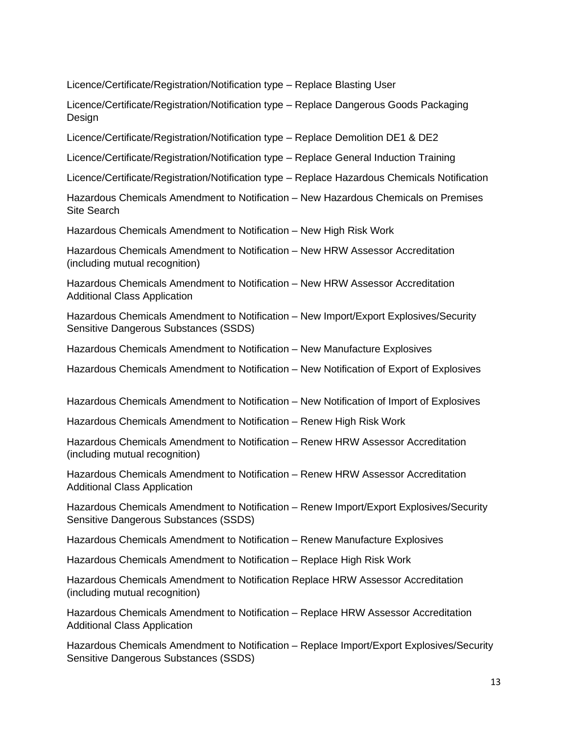Licence/Certificate/Registration/Notification type – Replace Blasting User

Licence/Certificate/Registration/Notification type – Replace Dangerous Goods Packaging Design

Licence/Certificate/Registration/Notification type – Replace Demolition DE1 & DE2

Licence/Certificate/Registration/Notification type – Replace General Induction Training

Licence/Certificate/Registration/Notification type – Replace Hazardous Chemicals Notification

Hazardous Chemicals Amendment to Notification – New Hazardous Chemicals on Premises Site Search

Hazardous Chemicals Amendment to Notification – New High Risk Work

Hazardous Chemicals Amendment to Notification – New HRW Assessor Accreditation (including mutual recognition)

Hazardous Chemicals Amendment to Notification – New HRW Assessor Accreditation Additional Class Application

Hazardous Chemicals Amendment to Notification – New Import/Export Explosives/Security Sensitive Dangerous Substances (SSDS)

Hazardous Chemicals Amendment to Notification – New Manufacture Explosives

Hazardous Chemicals Amendment to Notification – New Notification of Export of Explosives

Hazardous Chemicals Amendment to Notification – New Notification of Import of Explosives

Hazardous Chemicals Amendment to Notification – Renew High Risk Work

Hazardous Chemicals Amendment to Notification – Renew HRW Assessor Accreditation (including mutual recognition)

Hazardous Chemicals Amendment to Notification – Renew HRW Assessor Accreditation Additional Class Application

Hazardous Chemicals Amendment to Notification – Renew Import/Export Explosives/Security Sensitive Dangerous Substances (SSDS)

Hazardous Chemicals Amendment to Notification – Renew Manufacture Explosives

Hazardous Chemicals Amendment to Notification – Replace High Risk Work

Hazardous Chemicals Amendment to Notification Replace HRW Assessor Accreditation (including mutual recognition)

Hazardous Chemicals Amendment to Notification – Replace HRW Assessor Accreditation Additional Class Application

Hazardous Chemicals Amendment to Notification – Replace Import/Export Explosives/Security Sensitive Dangerous Substances (SSDS)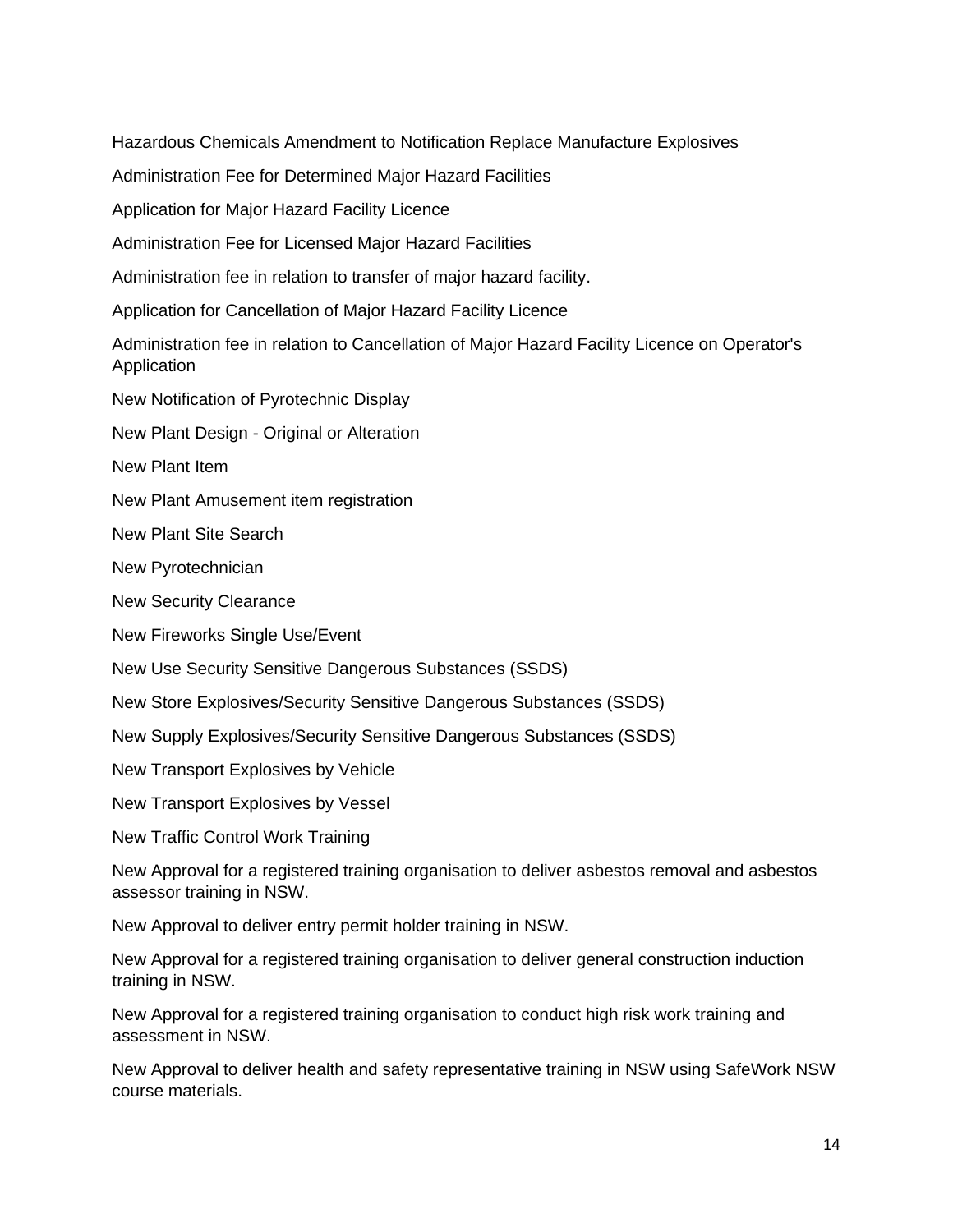Hazardous Chemicals Amendment to Notification Replace Manufacture Explosives

Administration Fee for Determined Major Hazard Facilities

Application for Major Hazard Facility Licence

Administration Fee for Licensed Major Hazard Facilities

Administration fee in relation to transfer of major hazard facility.

Application for Cancellation of Major Hazard Facility Licence

Administration fee in relation to Cancellation of Major Hazard Facility Licence on Operator's Application

New Notification of Pyrotechnic Display

New Plant Design - Original or Alteration

New Plant Item

New Plant Amusement item registration

New Plant Site Search

New Pyrotechnician

New Security Clearance

New Fireworks Single Use/Event

New Use Security Sensitive Dangerous Substances (SSDS)

New Store Explosives/Security Sensitive Dangerous Substances (SSDS)

New Supply Explosives/Security Sensitive Dangerous Substances (SSDS)

New Transport Explosives by Vehicle

New Transport Explosives by Vessel

New Traffic Control Work Training

New Approval for a registered training organisation to deliver asbestos removal and asbestos assessor training in NSW.

New Approval to deliver entry permit holder training in NSW.

New Approval for a registered training organisation to deliver general construction induction training in NSW.

New Approval for a registered training organisation to conduct high risk work training and assessment in NSW.

New Approval to deliver health and safety representative training in NSW using SafeWork NSW course materials.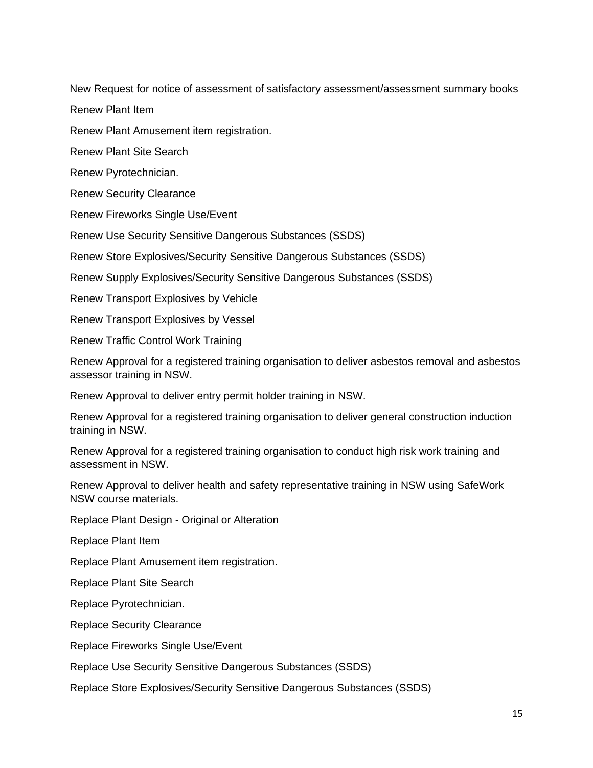New Request for notice of assessment of satisfactory assessment/assessment summary books

Renew Plant Item

Renew Plant Amusement item registration.

Renew Plant Site Search

Renew Pyrotechnician.

Renew Security Clearance

Renew Fireworks Single Use/Event

Renew Use Security Sensitive Dangerous Substances (SSDS)

Renew Store Explosives/Security Sensitive Dangerous Substances (SSDS)

Renew Supply Explosives/Security Sensitive Dangerous Substances (SSDS)

Renew Transport Explosives by Vehicle

Renew Transport Explosives by Vessel

Renew Traffic Control Work Training

Renew Approval for a registered training organisation to deliver asbestos removal and asbestos assessor training in NSW.

Renew Approval to deliver entry permit holder training in NSW.

Renew Approval for a registered training organisation to deliver general construction induction training in NSW.

Renew Approval for a registered training organisation to conduct high risk work training and assessment in NSW.

Renew Approval to deliver health and safety representative training in NSW using SafeWork NSW course materials.

Replace Plant Design - Original or Alteration

Replace Plant Item

Replace Plant Amusement item registration.

Replace Plant Site Search

Replace Pyrotechnician.

Replace Security Clearance

Replace Fireworks Single Use/Event

Replace Use Security Sensitive Dangerous Substances (SSDS)

Replace Store Explosives/Security Sensitive Dangerous Substances (SSDS)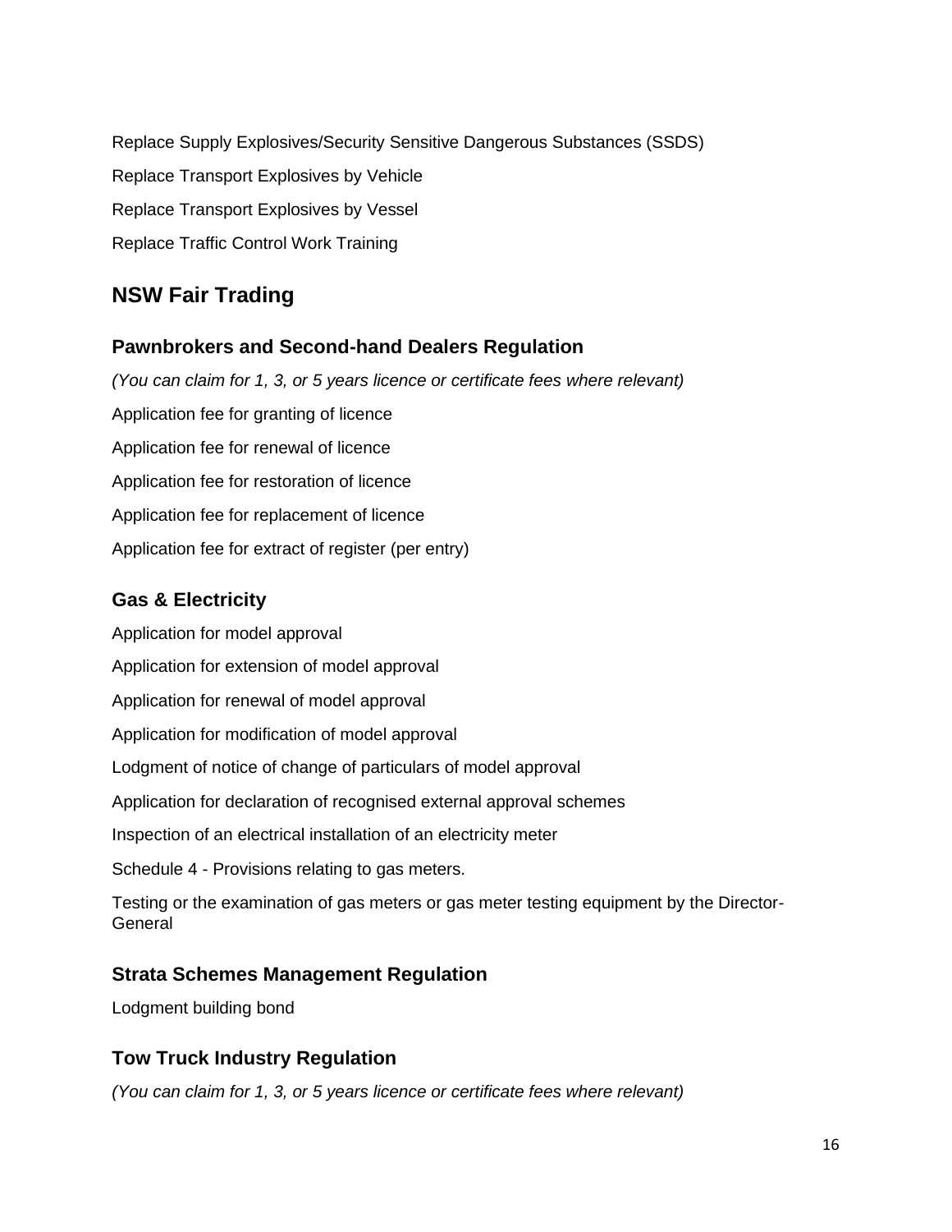Replace Supply Explosives/Security Sensitive Dangerous Substances (SSDS)

Replace Transport Explosives by Vehicle

Replace Transport Explosives by Vessel

Replace Traffic Control Work Training

## NSW Fair Trading

### Pawnbrokers and Second-hand Dealers Regulation

*(You can claim for 1, 3, or 5 years licence or certificate fees where relevant)*

Application fee for granting of licence

Application fee for renewal of licence

Application fee for restoration of licence

Application fee for replacement of licence

Application fee for extract of register (per entry)

### Gas & Electricity

Application for model approval

Application for extension of model approval

Application for renewal of model approval

Application for modification of model approval

Lodgment of notice of change of particulars of model approval

Application for declaration of recognised external approval schemes

Inspection of an electrical installation of an electricity meter

Schedule 4 - Provisions relating to gas meters.

Testing or the examination of gas meters or gas meter testing equipment by the Director-General

### Strata Schemes Management Regulation

Lodgment building bond

### Tow Truck Industry Regulation

*(You can claim for 1, 3, or 5 years licence or certificate fees where relevant)*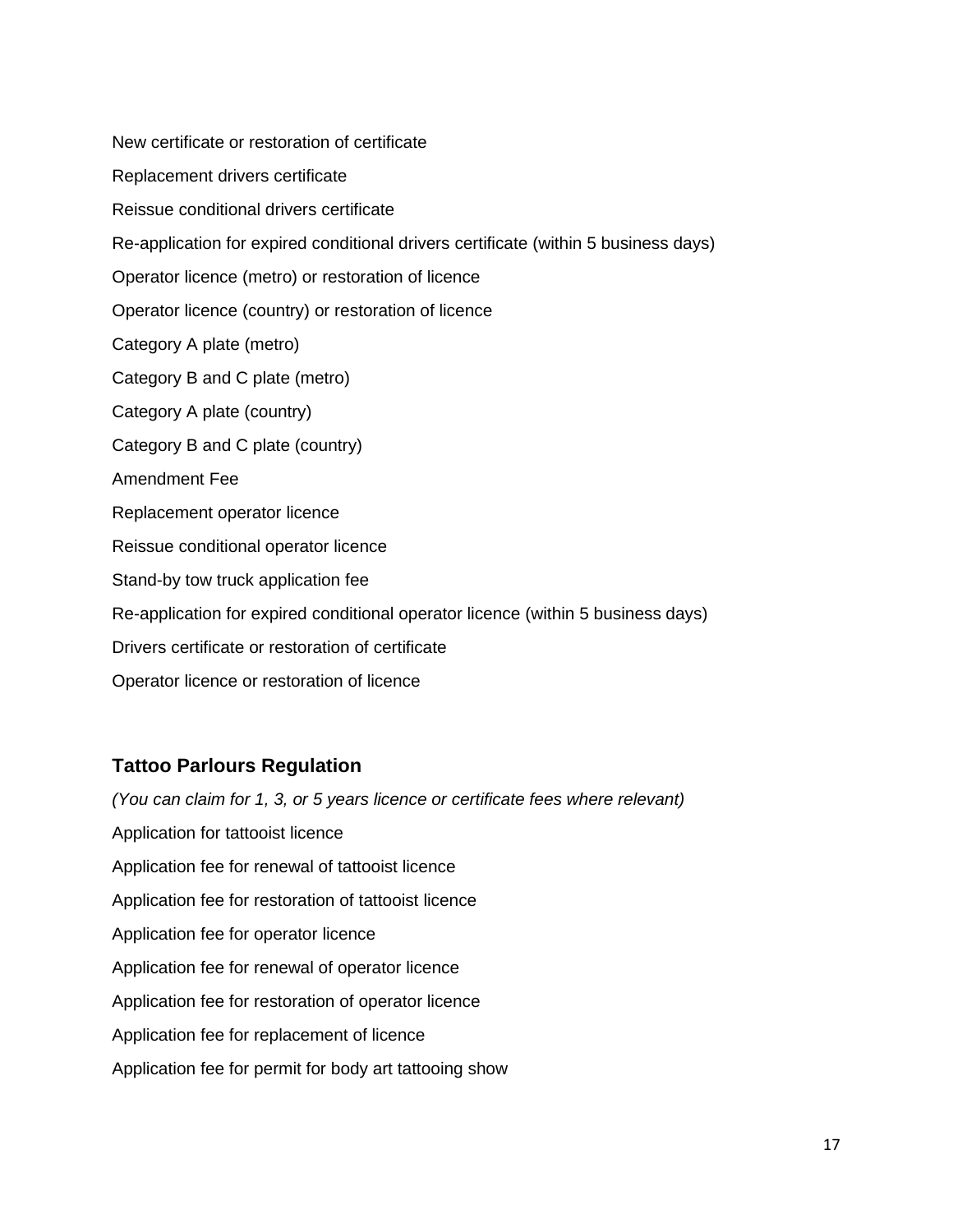New certificate or restoration of certificate

Replacement drivers certificate

Reissue conditional drivers certificate

Re-application for expired conditional drivers certificate (within 5 business days)

Operator licence (metro) or restoration of licence

Operator licence (country) or restoration of licence

Category A plate (metro)

Category B and C plate (metro)

Category A plate (country)

Category B and C plate (country)

Amendment Fee

Replacement operator licence

Reissue conditional operator licence

Stand-by tow truck application fee

Re-application for expired conditional operator licence (within 5 business days)

Drivers certificate or restoration of certificate

Operator licence or restoration of licence

### Tattoo Parlours Regulation

*(You can claim for 1, 3, or 5 years licence or certificate fees where relevant)*

Application for tattooist licence

Application fee for renewal of tattooist licence

Application fee for restoration of tattooist licence

Application fee for operator licence

Application fee for renewal of operator licence

Application fee for restoration of operator licence

Application fee for replacement of licence

Application fee for permit for body art tattooing show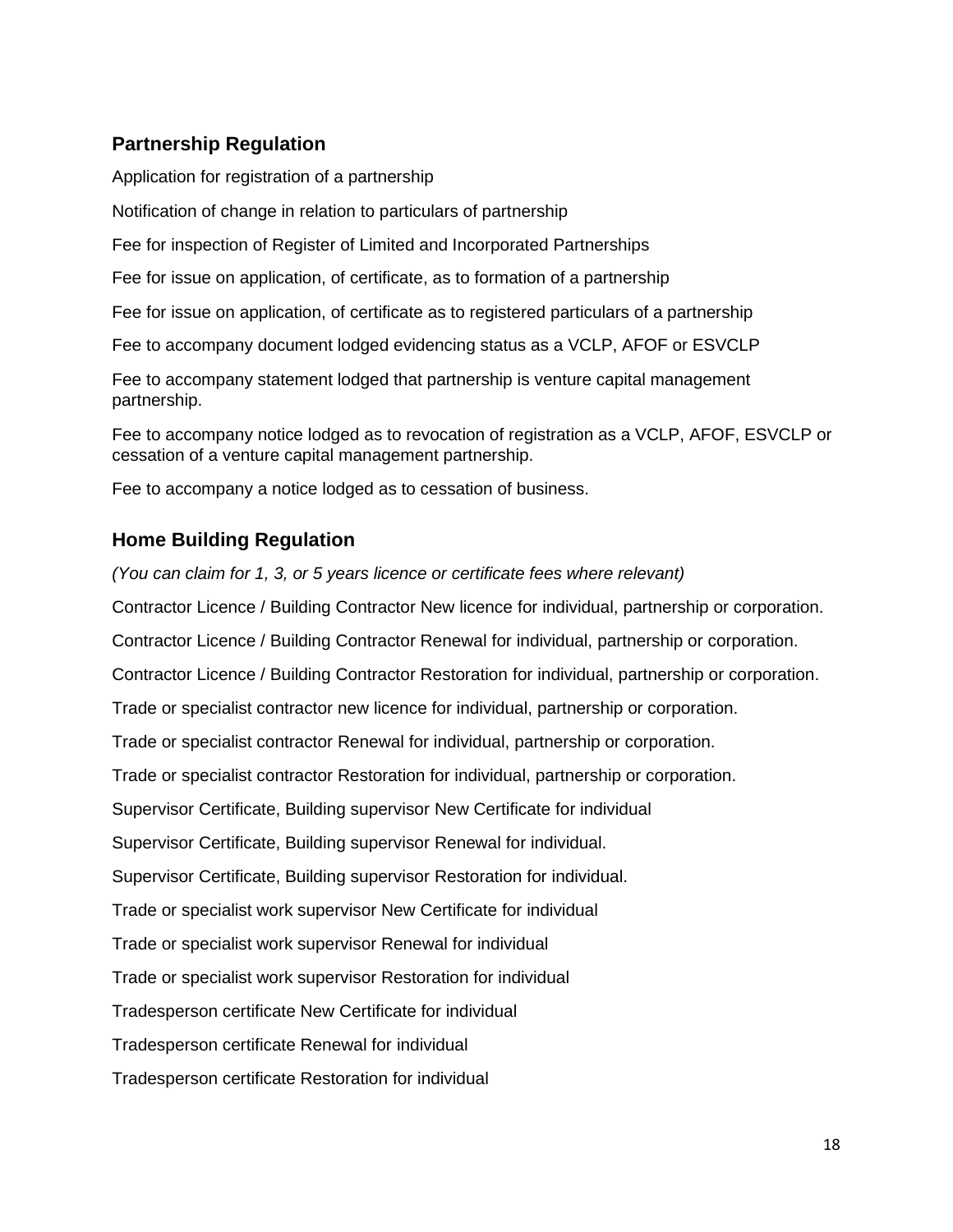## Partnership Regulation

Application for registration of a partnership

Notification of change in relation to particulars of partnership

Fee for inspection of Register of Limited and Incorporated Partnerships

Fee for issue on application, of certificate, as to formation of a partnership

Fee for issue on application, of certificate as to registered particulars of a partnership

Fee to accompany document lodged evidencing status as a VCLP, AFOF or ESVCLP

Fee to accompany statement lodged that partnership is venture capital management partnership.

Fee to accompany notice lodged as to revocation of registration as a VCLP, AFOF, ESVCLP or cessation of a venture capital management partnership.

Fee to accompany a notice lodged as to cessation of business.

## Home Building Regulation

*(You can claim for 1, 3, or 5 years licence or certificate fees where relevant)*

Contractor Licence / Building Contractor New licence for individual, partnership or corporation.

Contractor Licence / Building Contractor Renewal for individual, partnership or corporation.

Contractor Licence / Building Contractor Restoration for individual, partnership or corporation.

Trade or specialist contractor new licence for individual, partnership or corporation.

Trade or specialist contractor Renewal for individual, partnership or corporation.

Trade or specialist contractor Restoration for individual, partnership or corporation.

Supervisor Certificate, Building supervisor New Certificate for individual

Supervisor Certificate, Building supervisor Renewal for individual.

Supervisor Certificate, Building supervisor Restoration for individual.

Trade or specialist work supervisor New Certificate for individual

Trade or specialist work supervisor Renewal for individual

Trade or specialist work supervisor Restoration for individual

Tradesperson certificate New Certificate for individual

Tradesperson certificate Renewal for individual

Tradesperson certificate Restoration for individual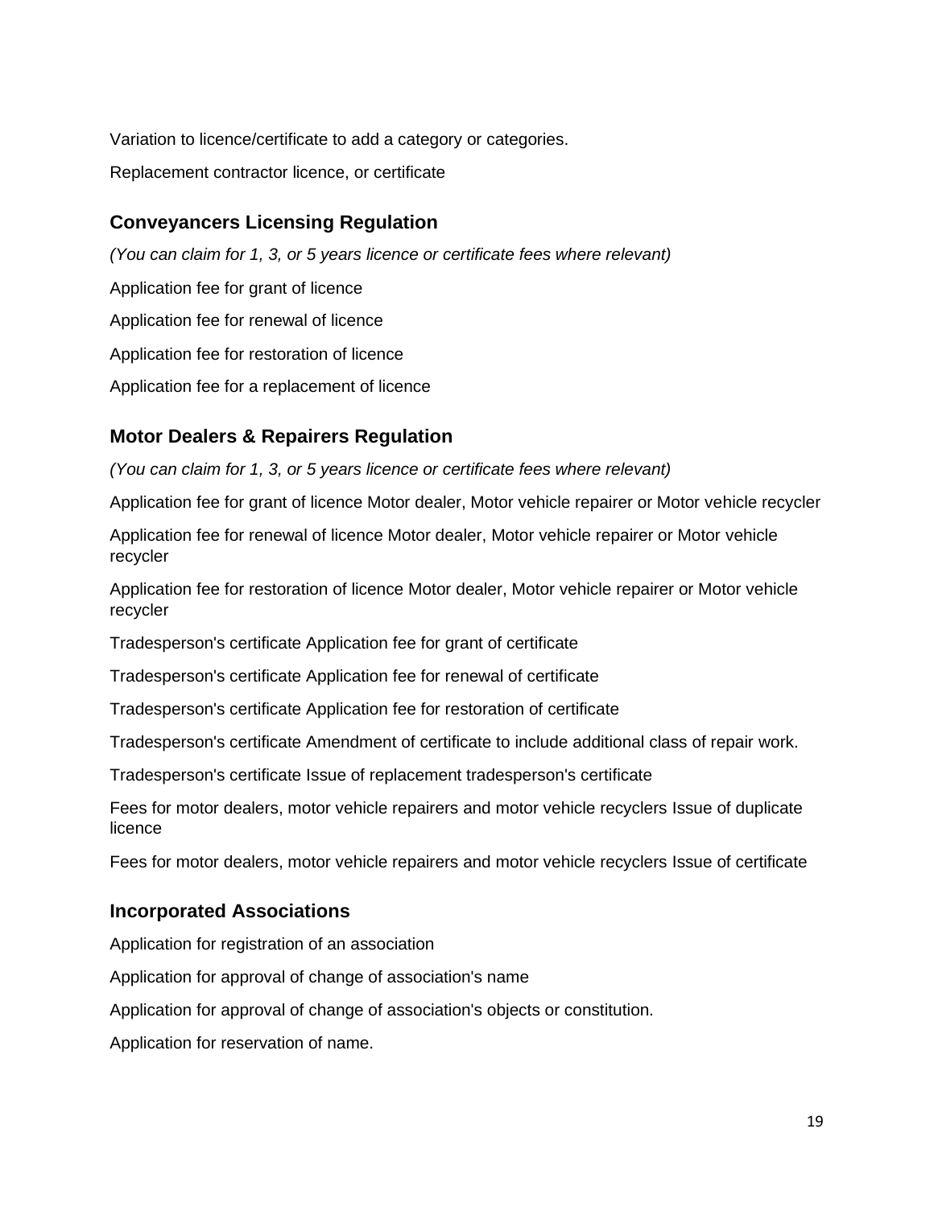Variation to licence/certificate to add a category or categories.

Replacement contractor licence, or certificate

## Conveyancers Licensing Regulation

*(You can claim for 1, 3, or 5 years licence or certificate fees where relevant)*

Application fee for grant of licence

Application fee for renewal of licence

Application fee for restoration of licence

Application fee for a replacement of licence

## Motor Dealers & Repairers Regulation

*(You can claim for 1, 3, or 5 years licence or certificate fees where relevant)*

Application fee for grant of licence Motor dealer, Motor vehicle repairer or Motor vehicle recycler

Application fee for renewal of licence Motor dealer, Motor vehicle repairer or Motor vehicle recycler

Application fee for restoration of licence Motor dealer, Motor vehicle repairer or Motor vehicle recycler

Tradesperson's certificate Application fee for grant of certificate

Tradesperson's certificate Application fee for renewal of certificate

Tradesperson's certificate Application fee for restoration of certificate

Tradesperson's certificate Amendment of certificate to include additional class of repair work.

Tradesperson's certificate Issue of replacement tradesperson's certificate

Fees for motor dealers, motor vehicle repairers and motor vehicle recyclers Issue of duplicate licence

Fees for motor dealers, motor vehicle repairers and motor vehicle recyclers Issue of certificate

## Incorporated Associations

Application for registration of an association

Application for approval of change of association's name

Application for approval of change of association's objects or constitution.

Application for reservation of name.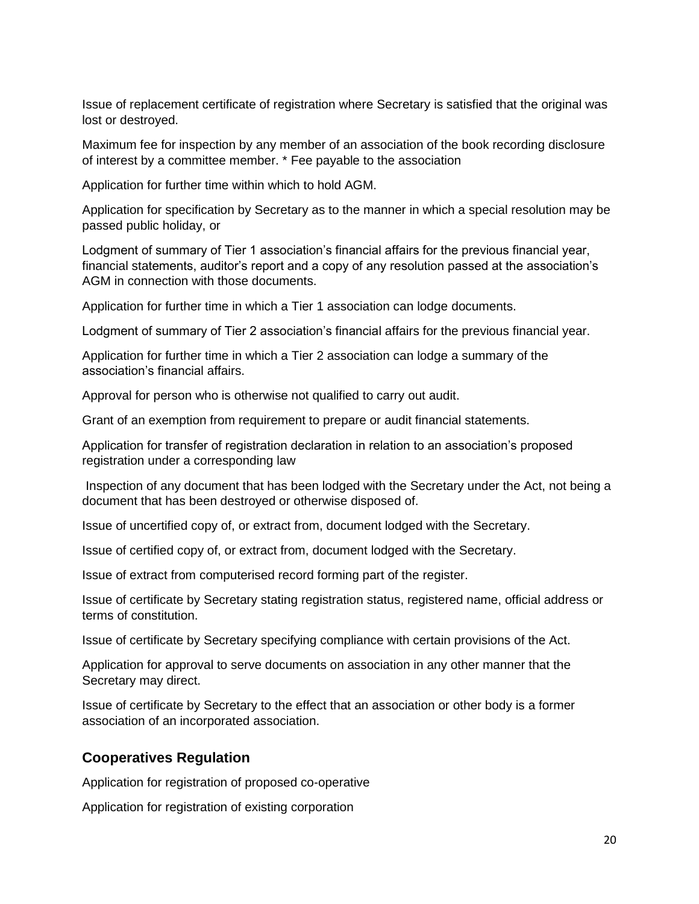Issue of replacement certificate of registration where Secretary is satisfied that the original was lost or destroyed.

Maximum fee for inspection by any member of an association of the book recording disclosure of interest by a committee member. * Fee payable to the association

Application for further time within which to hold AGM.

Application for specification by Secretary as to the manner in which a special resolution may be passed public holiday, or

Lodgment of summary of Tier 1 association's financial affairs for the previous financial year, financial statements, auditor's report and a copy of any resolution passed at the association's AGM in connection with those documents.

Application for further time in which a Tier 1 association can lodge documents.

Lodgment of summary of Tier 2 association's financial affairs for the previous financial year.

Application for further time in which a Tier 2 association can lodge a summary of the association's financial affairs.

Approval for person who is otherwise not qualified to carry out audit.

Grant of an exemption from requirement to prepare or audit financial statements.

Application for transfer of registration declaration in relation to an association's proposed registration under a corresponding law

Inspection of any document that has been lodged with the Secretary under the Act, not being a document that has been destroyed or otherwise disposed of.

Issue of uncertified copy of, or extract from, document lodged with the Secretary.

Issue of certified copy of, or extract from, document lodged with the Secretary.

Issue of extract from computerised record forming part of the register.

Issue of certificate by Secretary stating registration status, registered name, official address or terms of constitution.

Issue of certificate by Secretary specifying compliance with certain provisions of the Act.

Application for approval to serve documents on association in any other manner that the Secretary may direct.

Issue of certificate by Secretary to the effect that an association or other body is a former association of an incorporated association.

## Cooperatives Regulation

Application for registration of proposed co-operative

Application for registration of existing corporation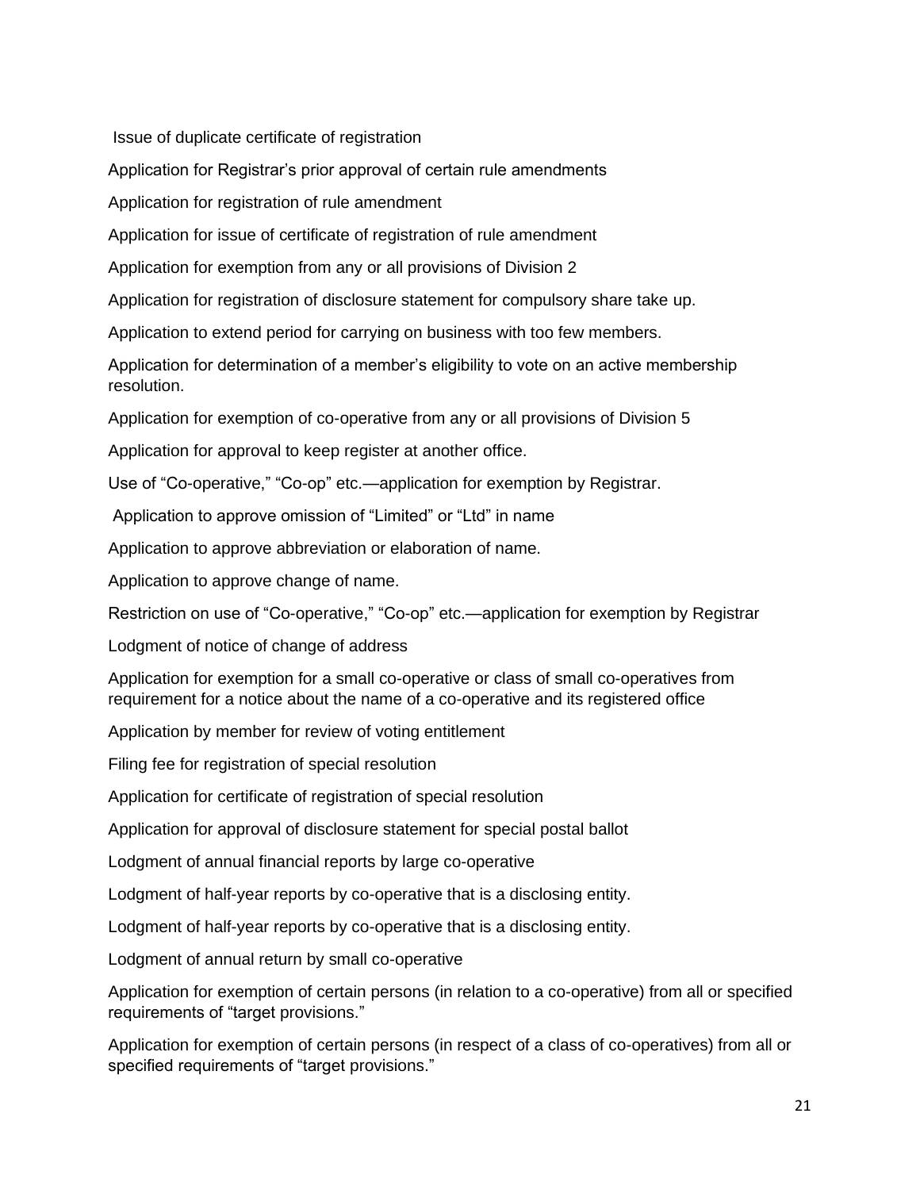Issue of duplicate certificate of registration

Application for Registrar's prior approval of certain rule amendments

Application for registration of rule amendment

Application for issue of certificate of registration of rule amendment

Application for exemption from any or all provisions of Division 2

Application for registration of disclosure statement for compulsory share take up.

Application to extend period for carrying on business with too few members.

Application for determination of a member's eligibility to vote on an active membership resolution.

Application for exemption of co-operative from any or all provisions of Division 5

Application for approval to keep register at another office.

Use of "Co-operative," "Co-op" etc.—application for exemption by Registrar.

Application to approve omission of "Limited" or "Ltd" in name

Application to approve abbreviation or elaboration of name.

Application to approve change of name.

Restriction on use of "Co-operative," "Co-op" etc.—application for exemption by Registrar

Lodgment of notice of change of address

Application for exemption for a small co-operative or class of small co-operatives from requirement for a notice about the name of a co-operative and its registered office

Application by member for review of voting entitlement

Filing fee for registration of special resolution

Application for certificate of registration of special resolution

Application for approval of disclosure statement for special postal ballot

Lodgment of annual financial reports by large co-operative

Lodgment of half-year reports by co-operative that is a disclosing entity.

Lodgment of half-year reports by co-operative that is a disclosing entity.

Lodgment of annual return by small co-operative

Application for exemption of certain persons (in relation to a co-operative) from all or specified requirements of "target provisions."

Application for exemption of certain persons (in respect of a class of co-operatives) from all or specified requirements of "target provisions."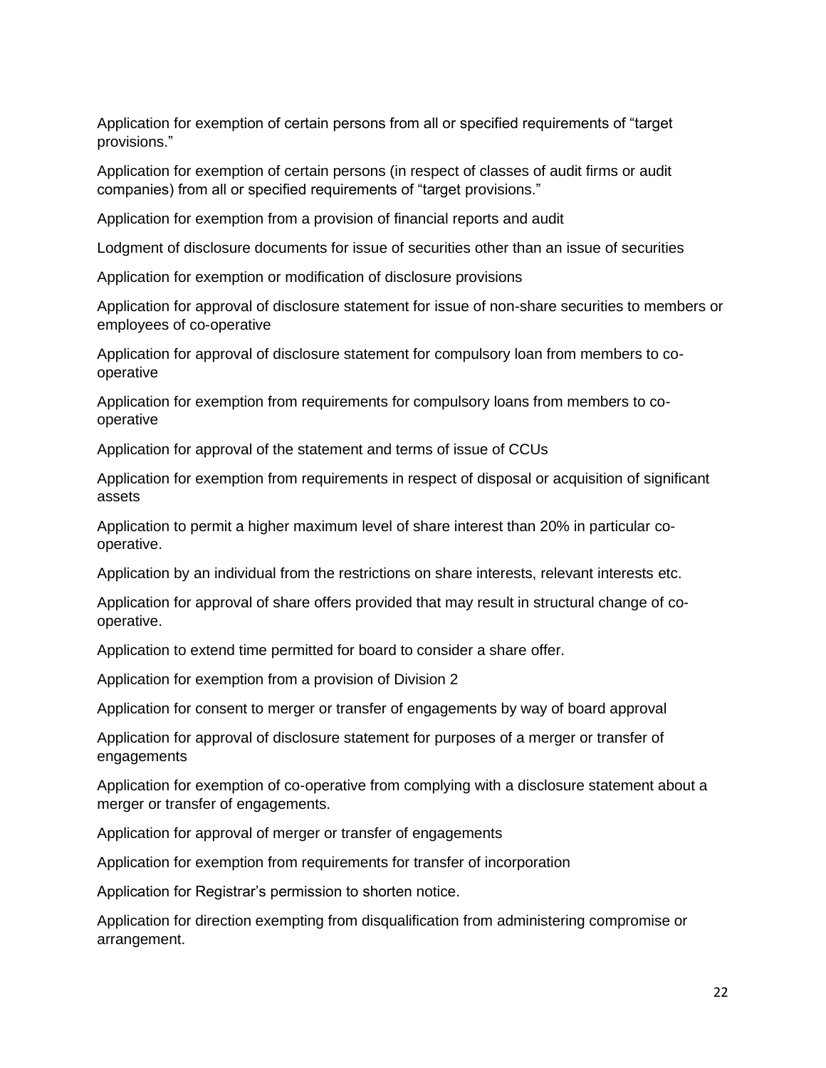Application for exemption of certain persons from all or specified requirements of "target provisions."

Application for exemption of certain persons (in respect of classes of audit firms or audit companies) from all or specified requirements of "target provisions."

Application for exemption from a provision of financial reports and audit

Lodgment of disclosure documents for issue of securities other than an issue of securities

Application for exemption or modification of disclosure provisions

Application for approval of disclosure statement for issue of non-share securities to members or employees of co-operative

Application for approval of disclosure statement for compulsory loan from members to co-operative

Application for exemption from requirements for compulsory loans from members to co-operative

Application for approval of the statement and terms of issue of CCUs

Application for exemption from requirements in respect of disposal or acquisition of significant assets

Application to permit a higher maximum level of share interest than 20% in particular co-operative.

Application by an individual from the restrictions on share interests, relevant interests etc.

Application for approval of share offers provided that may result in structural change of co-operative.

Application to extend time permitted for board to consider a share offer.

Application for exemption from a provision of Division 2

Application for consent to merger or transfer of engagements by way of board approval

Application for approval of disclosure statement for purposes of a merger or transfer of engagements

Application for exemption of co-operative from complying with a disclosure statement about a merger or transfer of engagements.

Application for approval of merger or transfer of engagements

Application for exemption from requirements for transfer of incorporation

Application for Registrar's permission to shorten notice.

Application for direction exempting from disqualification from administering compromise or arrangement.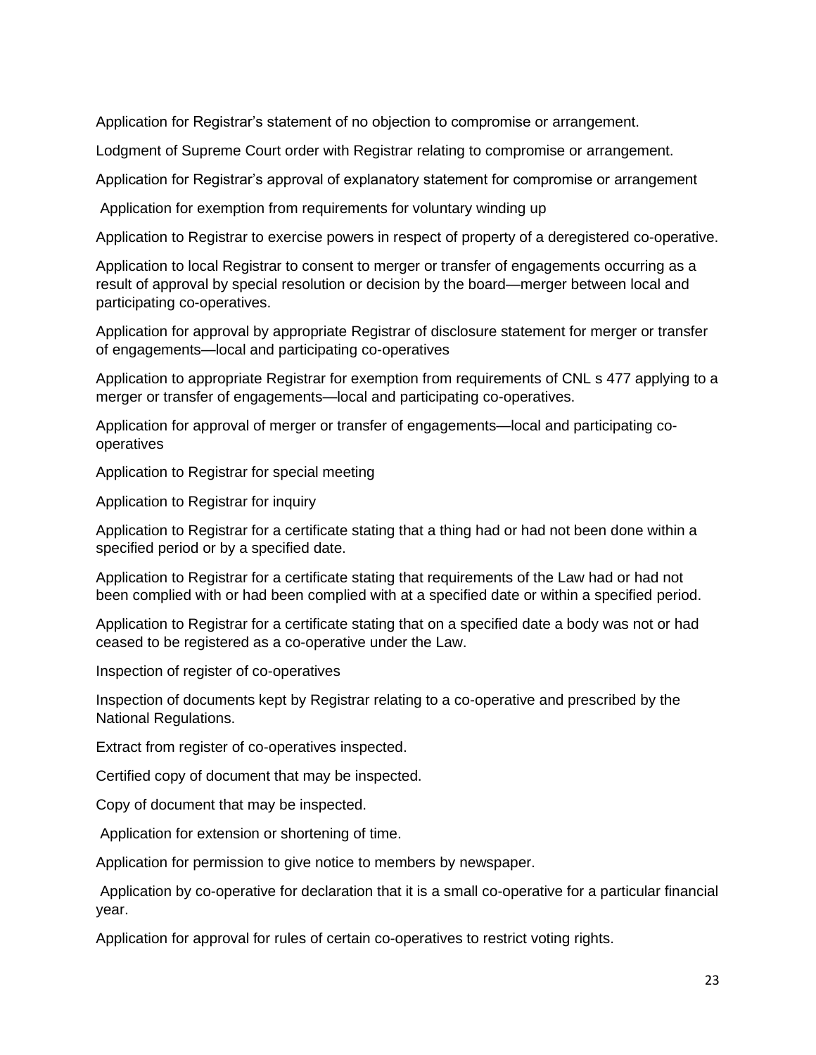Application for Registrar’s statement of no objection to compromise or arrangement.

Lodgment of Supreme Court order with Registrar relating to compromise or arrangement.

Application for Registrar’s approval of explanatory statement for compromise or arrangement

Application for exemption from requirements for voluntary winding up

Application to Registrar to exercise powers in respect of property of a deregistered co-operative.

Application to local Registrar to consent to merger or transfer of engagements occurring as a result of approval by special resolution or decision by the board—merger between local and participating co-operatives.

Application for approval by appropriate Registrar of disclosure statement for merger or transfer of engagements—local and participating co-operatives

Application to appropriate Registrar for exemption from requirements of CNL s 477 applying to a merger or transfer of engagements—local and participating co-operatives.

Application for approval of merger or transfer of engagements—local and participating co-operatives

Application to Registrar for special meeting

Application to Registrar for inquiry

Application to Registrar for a certificate stating that a thing had or had not been done within a specified period or by a specified date.

Application to Registrar for a certificate stating that requirements of the Law had or had not been complied with or had been complied with at a specified date or within a specified period.

Application to Registrar for a certificate stating that on a specified date a body was not or had ceased to be registered as a co-operative under the Law.

Inspection of register of co-operatives

Inspection of documents kept by Registrar relating to a co-operative and prescribed by the National Regulations.

Extract from register of co-operatives inspected.

Certified copy of document that may be inspected.

Copy of document that may be inspected.

Application for extension or shortening of time.

Application for permission to give notice to members by newspaper.

Application by co-operative for declaration that it is a small co-operative for a particular financial year.

Application for approval for rules of certain co-operatives to restrict voting rights.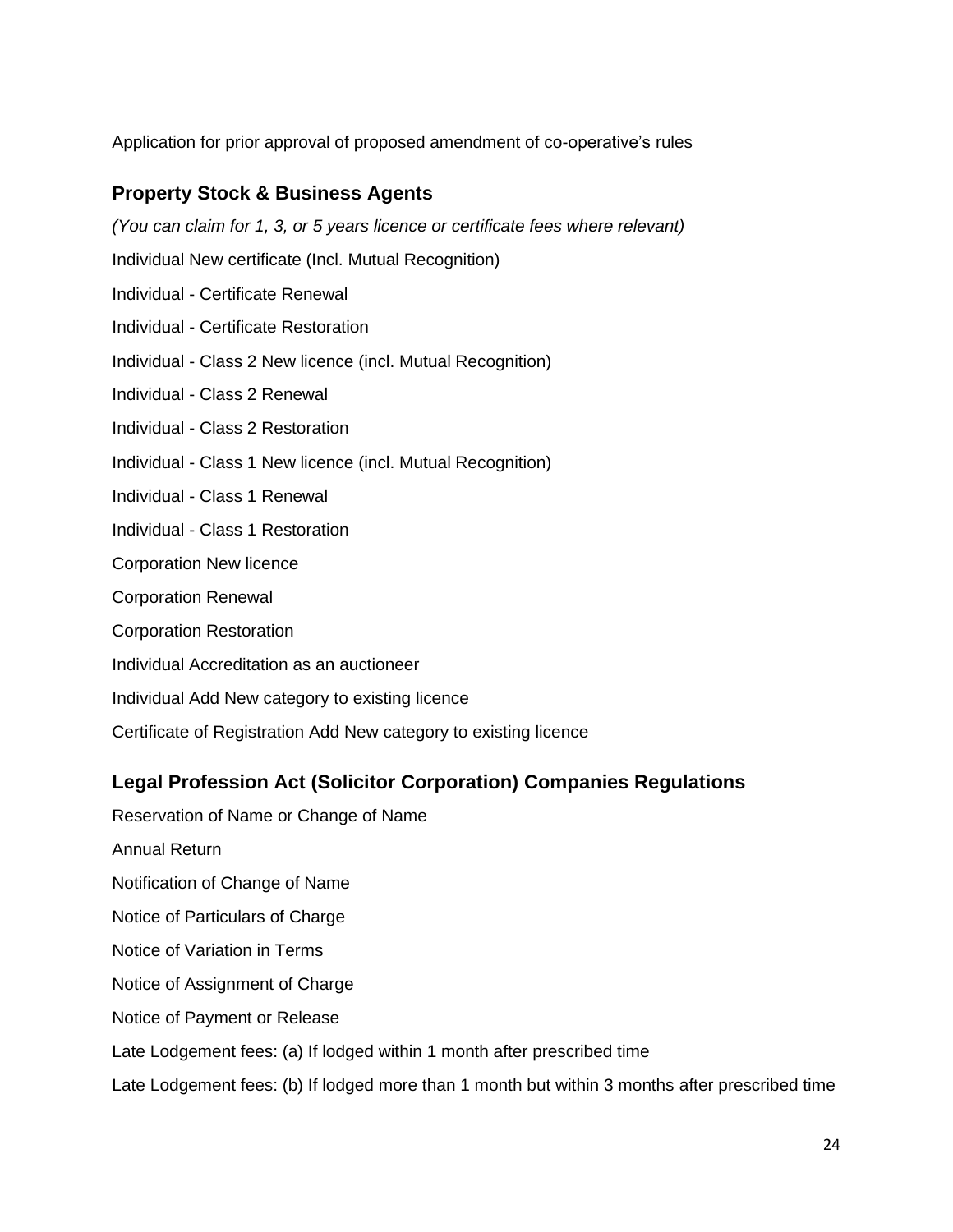Application for prior approval of proposed amendment of co-operative's rules

## Property Stock & Business Agents

*(You can claim for 1, 3, or 5 years licence or certificate fees where relevant)*

Individual New certificate (Incl. Mutual Recognition)

Individual - Certificate Renewal

Individual - Certificate Restoration

Individual - Class 2 New licence (incl. Mutual Recognition)

Individual - Class 2 Renewal

Individual - Class 2 Restoration

Individual - Class 1 New licence (incl. Mutual Recognition)

Individual - Class 1 Renewal

Individual - Class 1 Restoration

Corporation New licence

Corporation Renewal

Corporation Restoration

Individual Accreditation as an auctioneer

Individual Add New category to existing licence

Certificate of Registration Add New category to existing licence

## Legal Profession Act (Solicitor Corporation) Companies Regulations

Reservation of Name or Change of Name

Annual Return

Notification of Change of Name

Notice of Particulars of Charge

Notice of Variation in Terms

Notice of Assignment of Charge

Notice of Payment or Release

Late Lodgement fees: (a) If lodged within 1 month after prescribed time

Late Lodgement fees: (b) If lodged more than 1 month but within 3 months after prescribed time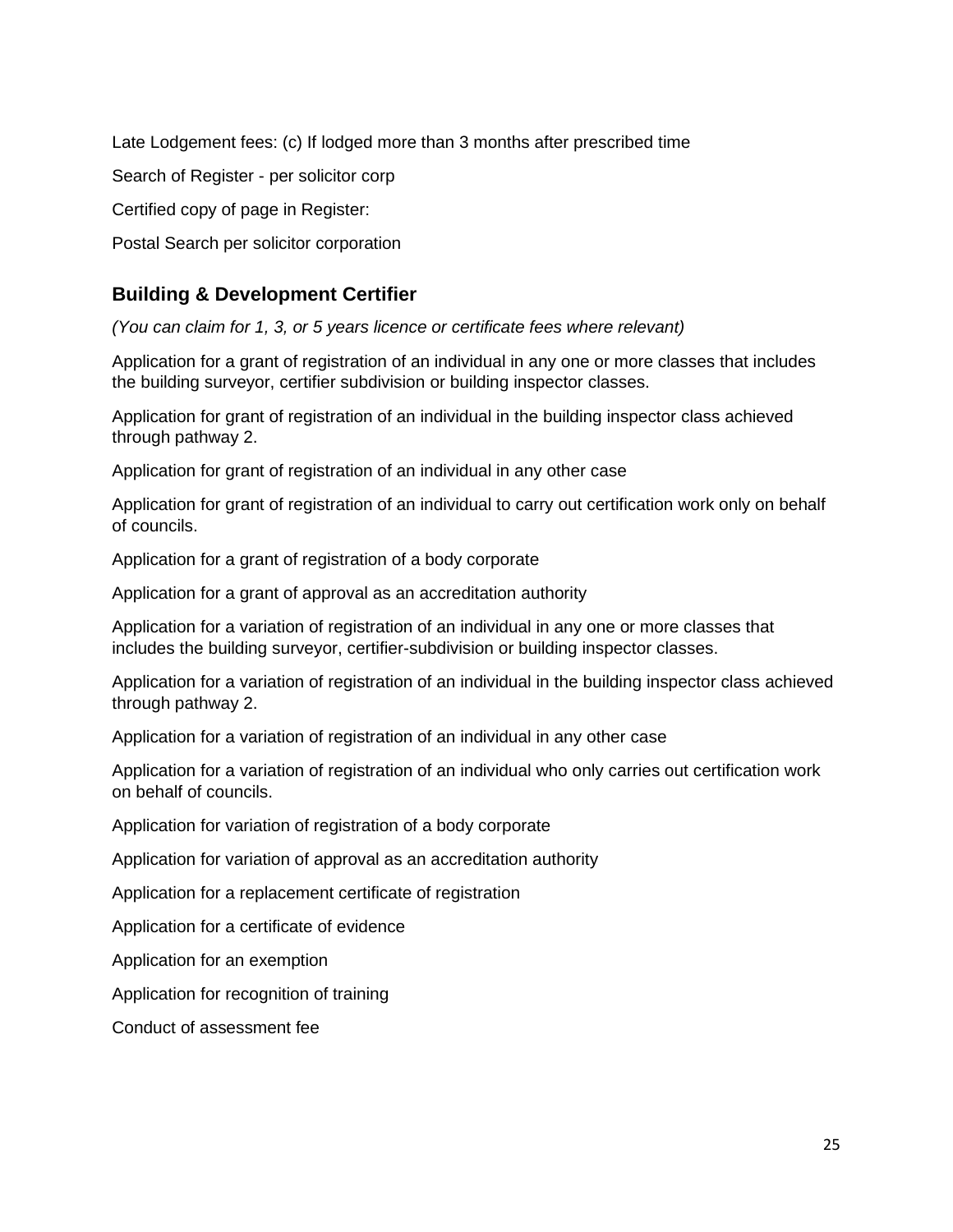Late Lodgement fees: (c) If lodged more than 3 months after prescribed time

Search of Register - per solicitor corp

Certified copy of page in Register:

Postal Search per solicitor corporation

## Building & Development Certifier

*(You can claim for 1, 3, or 5 years licence or certificate fees where relevant)*

Application for a grant of registration of an individual in any one or more classes that includes the building surveyor, certifier subdivision or building inspector classes.

Application for grant of registration of an individual in the building inspector class achieved through pathway 2.

Application for grant of registration of an individual in any other case

Application for grant of registration of an individual to carry out certification work only on behalf of councils.

Application for a grant of registration of a body corporate

Application for a grant of approval as an accreditation authority

Application for a variation of registration of an individual in any one or more classes that includes the building surveyor, certifier-subdivision or building inspector classes.

Application for a variation of registration of an individual in the building inspector class achieved through pathway 2.

Application for a variation of registration of an individual in any other case

Application for a variation of registration of an individual who only carries out certification work on behalf of councils.

Application for variation of registration of a body corporate

Application for variation of approval as an accreditation authority

Application for a replacement certificate of registration

Application for a certificate of evidence

Application for an exemption

Application for recognition of training

Conduct of assessment fee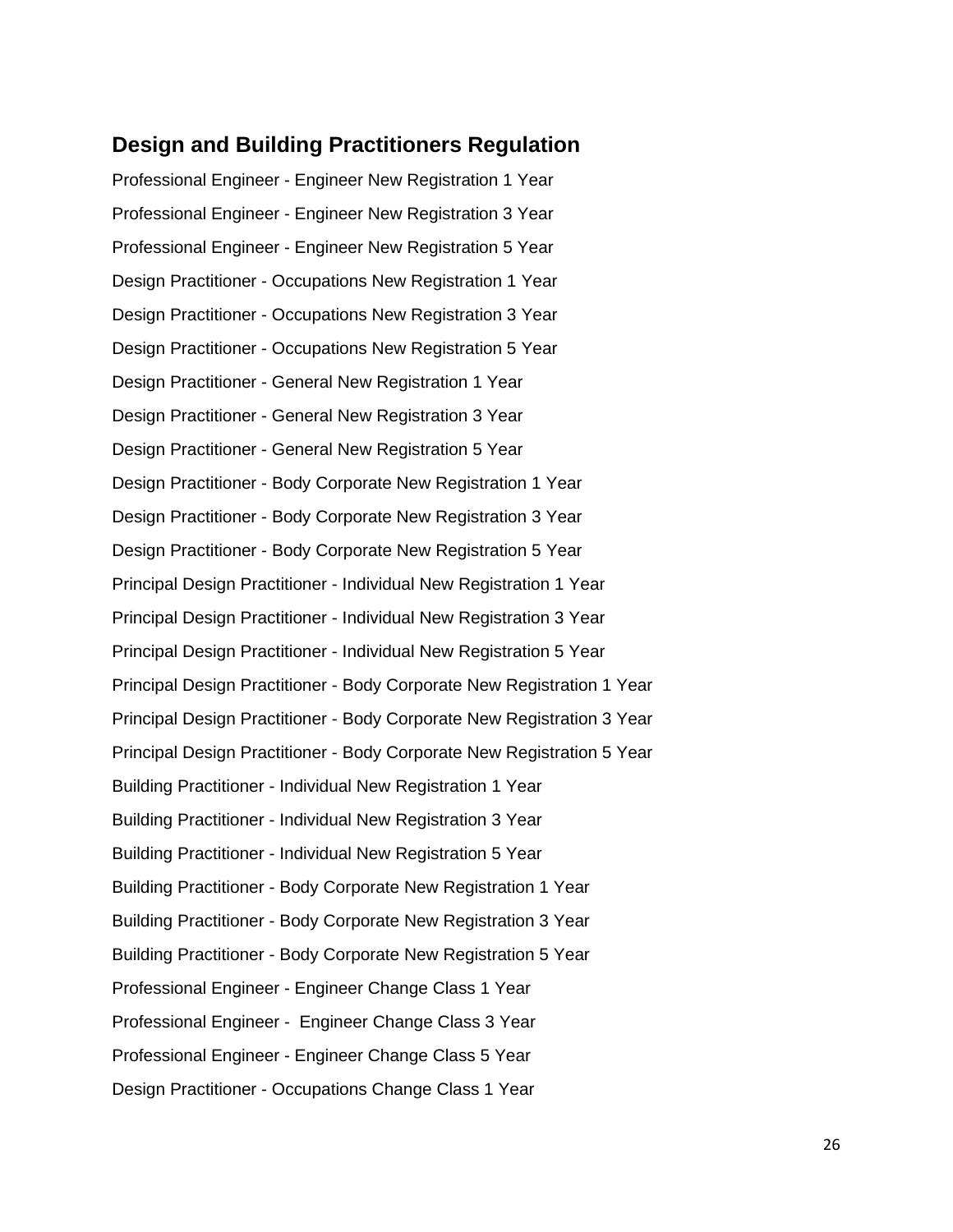## Design and Building Practitioners Regulation

Professional Engineer - Engineer New Registration 1 Year

Professional Engineer - Engineer New Registration 3 Year

Professional Engineer - Engineer New Registration 5 Year

Design Practitioner - Occupations New Registration 1 Year

Design Practitioner - Occupations New Registration 3 Year

Design Practitioner - Occupations New Registration 5 Year

Design Practitioner - General New Registration 1 Year

Design Practitioner - General New Registration 3 Year

Design Practitioner - General New Registration 5 Year

Design Practitioner - Body Corporate New Registration 1 Year

Design Practitioner - Body Corporate New Registration 3 Year

Design Practitioner - Body Corporate New Registration 5 Year

Principal Design Practitioner - Individual New Registration 1 Year

Principal Design Practitioner - Individual New Registration 3 Year

Principal Design Practitioner - Individual New Registration 5 Year

Principal Design Practitioner - Body Corporate New Registration 1 Year

Principal Design Practitioner - Body Corporate New Registration 3 Year

Principal Design Practitioner - Body Corporate New Registration 5 Year

Building Practitioner - Individual New Registration 1 Year

Building Practitioner - Individual New Registration 3 Year

Building Practitioner - Individual New Registration 5 Year

Building Practitioner - Body Corporate New Registration 1 Year

Building Practitioner - Body Corporate New Registration 3 Year

Building Practitioner - Body Corporate New Registration 5 Year

Professional Engineer - Engineer Change Class 1 Year

Professional Engineer - Engineer Change Class 3 Year

Professional Engineer - Engineer Change Class 5 Year

Design Practitioner - Occupations Change Class 1 Year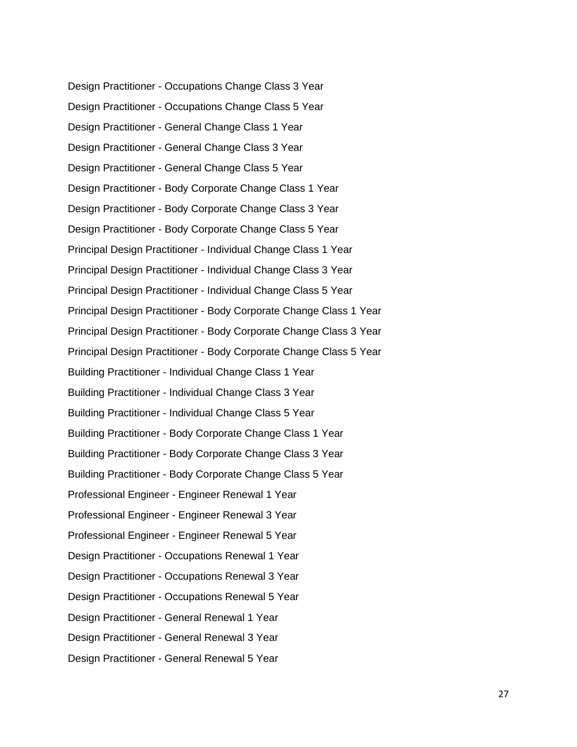Design Practitioner - Occupations Change Class 3 Year

Design Practitioner - Occupations Change Class 5 Year

Design Practitioner - General Change Class 1 Year

Design Practitioner - General Change Class 3 Year

Design Practitioner - General Change Class 5 Year

Design Practitioner - Body Corporate Change Class 1 Year

Design Practitioner - Body Corporate Change Class 3 Year

Design Practitioner - Body Corporate Change Class 5 Year

Principal Design Practitioner - Individual Change Class 1 Year

Principal Design Practitioner - Individual Change Class 3 Year

Principal Design Practitioner - Individual Change Class 5 Year

Principal Design Practitioner - Body Corporate Change Class 1 Year

Principal Design Practitioner - Body Corporate Change Class 3 Year

Principal Design Practitioner - Body Corporate Change Class 5 Year

Building Practitioner - Individual Change Class 1 Year

Building Practitioner - Individual Change Class 3 Year

Building Practitioner - Individual Change Class 5 Year

Building Practitioner - Body Corporate Change Class 1 Year

Building Practitioner - Body Corporate Change Class 3 Year

Building Practitioner - Body Corporate Change Class 5 Year

Professional Engineer - Engineer Renewal 1 Year

Professional Engineer - Engineer Renewal 3 Year

Professional Engineer - Engineer Renewal 5 Year

Design Practitioner - Occupations Renewal 1 Year

Design Practitioner - Occupations Renewal 3 Year

Design Practitioner - Occupations Renewal 5 Year

Design Practitioner - General Renewal 1 Year

Design Practitioner - General Renewal 3 Year

Design Practitioner - General Renewal 5 Year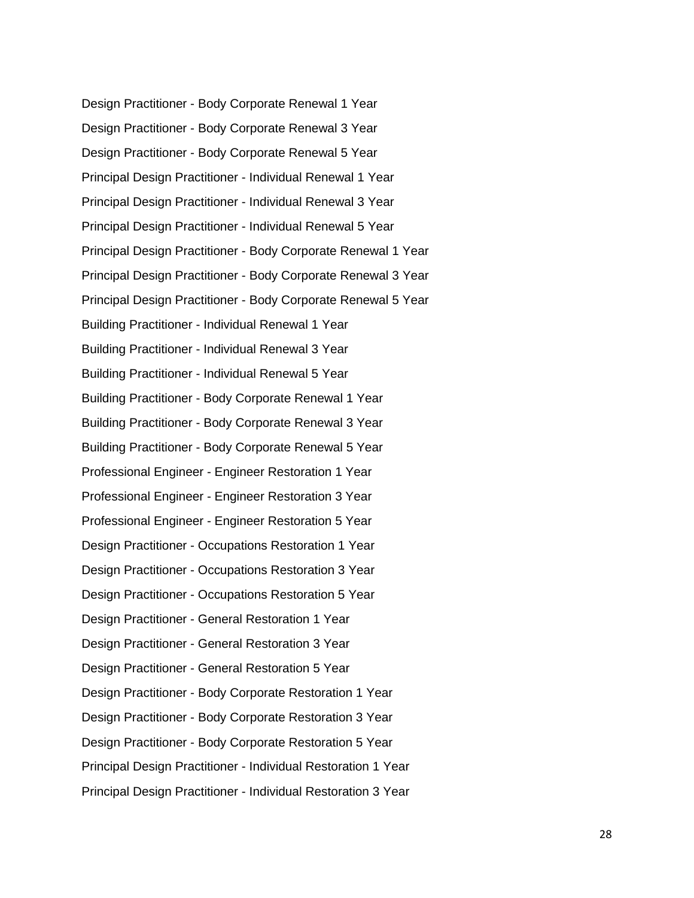Design Practitioner - Body Corporate Renewal 1 Year

Design Practitioner - Body Corporate Renewal 3 Year

Design Practitioner - Body Corporate Renewal 5 Year

Principal Design Practitioner - Individual Renewal 1 Year

Principal Design Practitioner - Individual Renewal 3 Year

Principal Design Practitioner - Individual Renewal 5 Year

Principal Design Practitioner - Body Corporate Renewal 1 Year

Principal Design Practitioner - Body Corporate Renewal 3 Year

Principal Design Practitioner - Body Corporate Renewal 5 Year

Building Practitioner - Individual Renewal 1 Year

Building Practitioner - Individual Renewal 3 Year

Building Practitioner - Individual Renewal 5 Year

Building Practitioner - Body Corporate Renewal 1 Year

Building Practitioner - Body Corporate Renewal 3 Year

Building Practitioner - Body Corporate Renewal 5 Year

Professional Engineer - Engineer Restoration 1 Year

Professional Engineer - Engineer Restoration 3 Year

Professional Engineer - Engineer Restoration 5 Year

Design Practitioner - Occupations Restoration 1 Year

Design Practitioner - Occupations Restoration 3 Year

Design Practitioner - Occupations Restoration 5 Year

Design Practitioner - General Restoration 1 Year

Design Practitioner - General Restoration 3 Year

Design Practitioner - General Restoration 5 Year

Design Practitioner - Body Corporate Restoration 1 Year

Design Practitioner - Body Corporate Restoration 3 Year

Design Practitioner - Body Corporate Restoration 5 Year

Principal Design Practitioner - Individual Restoration 1 Year

Principal Design Practitioner - Individual Restoration 3 Year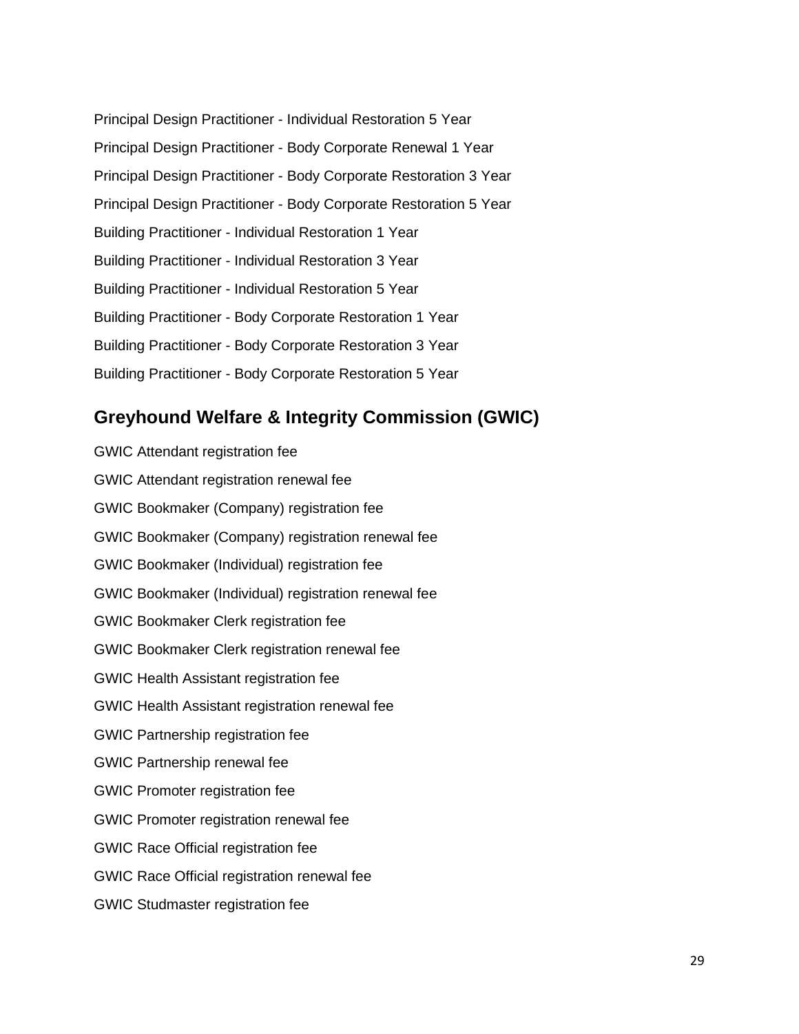Principal Design Practitioner - Individual Restoration 5 Year

Principal Design Practitioner - Body Corporate Renewal 1 Year

Principal Design Practitioner - Body Corporate Restoration 3 Year

Principal Design Practitioner - Body Corporate Restoration 5 Year

Building Practitioner - Individual Restoration 1 Year

Building Practitioner - Individual Restoration 3 Year

Building Practitioner - Individual Restoration 5 Year

Building Practitioner - Body Corporate Restoration 1 Year

Building Practitioner - Body Corporate Restoration 3 Year

Building Practitioner - Body Corporate Restoration 5 Year

## Greyhound Welfare & Integrity Commission (GWIC)

GWIC Attendant registration fee

GWIC Attendant registration renewal fee

GWIC Bookmaker (Company) registration fee

GWIC Bookmaker (Company) registration renewal fee

GWIC Bookmaker (Individual) registration fee

GWIC Bookmaker (Individual) registration renewal fee

GWIC Bookmaker Clerk registration fee

GWIC Bookmaker Clerk registration renewal fee

GWIC Health Assistant registration fee

GWIC Health Assistant registration renewal fee

GWIC Partnership registration fee

GWIC Partnership renewal fee

GWIC Promoter registration fee

GWIC Promoter registration renewal fee

GWIC Race Official registration fee

GWIC Race Official registration renewal fee

GWIC Studmaster registration fee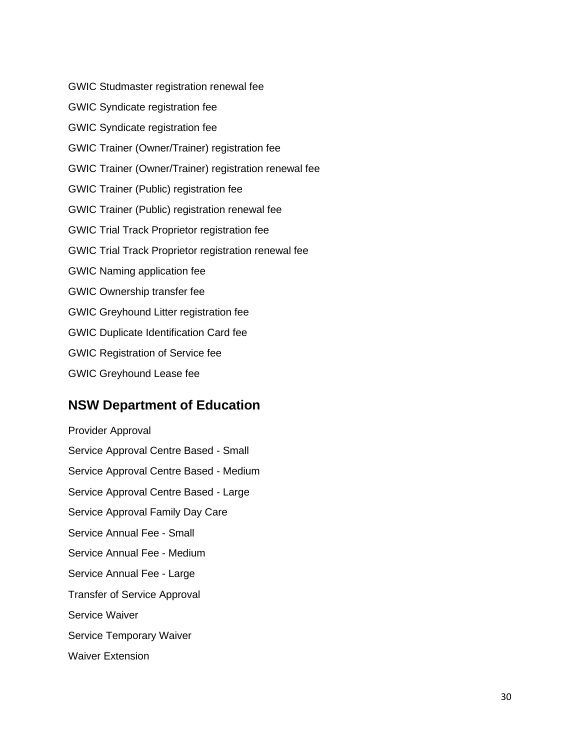GWIC Studmaster registration renewal fee

GWIC Syndicate registration fee

GWIC Syndicate registration fee

GWIC Trainer (Owner/Trainer) registration fee

GWIC Trainer (Owner/Trainer) registration renewal fee

GWIC Trainer (Public) registration fee

GWIC Trainer (Public) registration renewal fee

GWIC Trial Track Proprietor registration fee

GWIC Trial Track Proprietor registration renewal fee

GWIC Naming application fee

GWIC Ownership transfer fee

GWIC Greyhound Litter registration fee

GWIC Duplicate Identification Card fee

GWIC Registration of Service fee

GWIC Greyhound Lease fee

## NSW Department of Education

Provider Approval

Service Approval Centre Based - Small

Service Approval Centre Based - Medium

Service Approval Centre Based - Large

Service Approval Family Day Care

Service Annual Fee - Small

Service Annual Fee - Medium

Service Annual Fee - Large

Transfer of Service Approval

Service Waiver

Service Temporary Waiver

Waiver Extension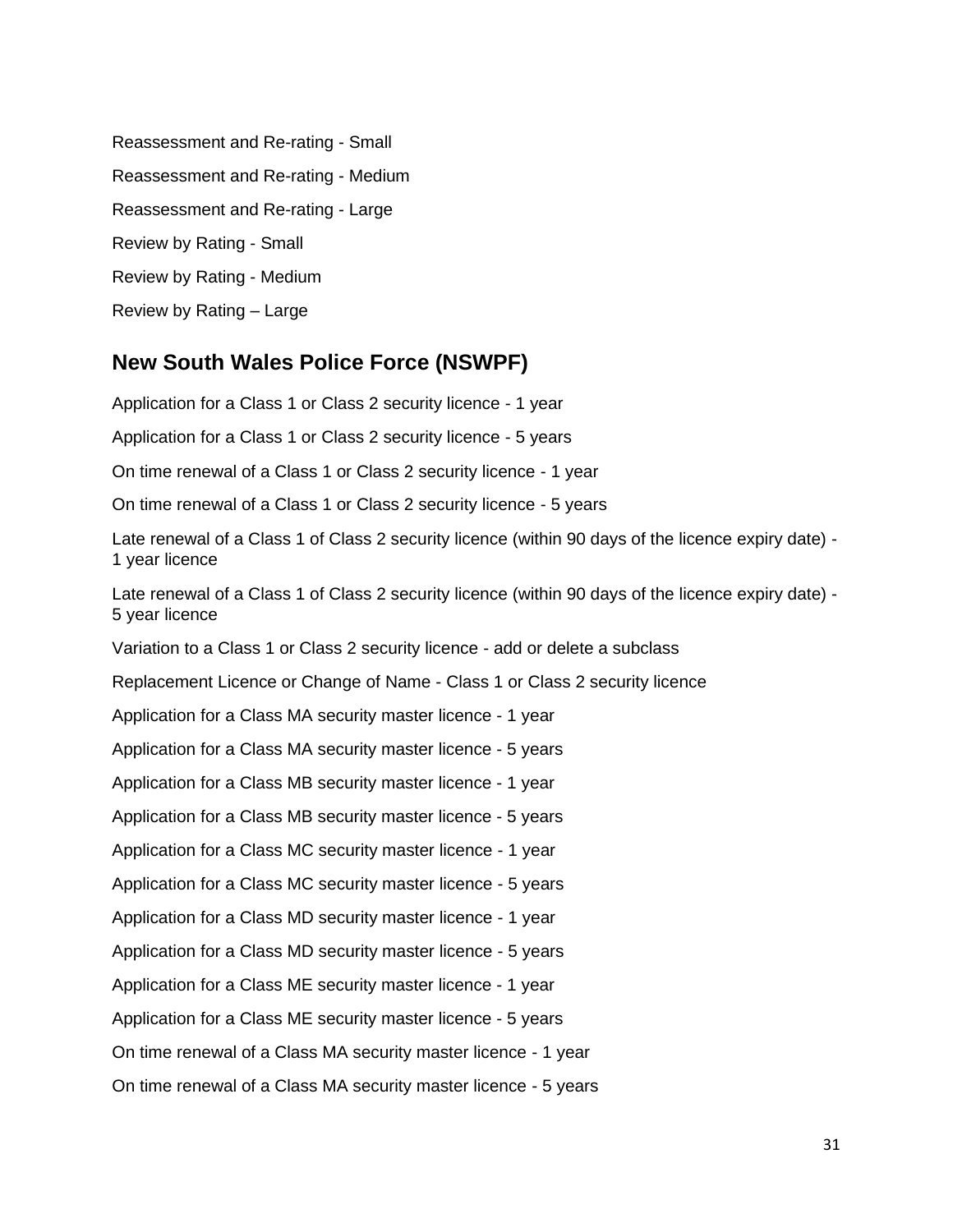Reassessment and Re-rating - Small

Reassessment and Re-rating - Medium

Reassessment and Re-rating - Large

Review by Rating - Small

Review by Rating - Medium

Review by Rating – Large

## New South Wales Police Force (NSWPF)

Application for a Class 1 or Class 2 security licence - 1 year

Application for a Class 1 or Class 2 security licence - 5 years

On time renewal of a Class 1 or Class 2 security licence - 1 year

On time renewal of a Class 1 or Class 2 security licence - 5 years

Late renewal of a Class 1 of Class 2 security licence (within 90 days of the licence expiry date) - 1 year licence

Late renewal of a Class 1 of Class 2 security licence (within 90 days of the licence expiry date) - 5 year licence

Variation to a Class 1 or Class 2 security licence - add or delete a subclass

Replacement Licence or Change of Name - Class 1 or Class 2 security licence

Application for a Class MA security master licence - 1 year

Application for a Class MA security master licence - 5 years

Application for a Class MB security master licence - 1 year

Application for a Class MB security master licence - 5 years

Application for a Class MC security master licence - 1 year

Application for a Class MC security master licence - 5 years

Application for a Class MD security master licence - 1 year

Application for a Class MD security master licence - 5 years

Application for a Class ME security master licence - 1 year

Application for a Class ME security master licence - 5 years

On time renewal of a Class MA security master licence - 1 year

On time renewal of a Class MA security master licence - 5 years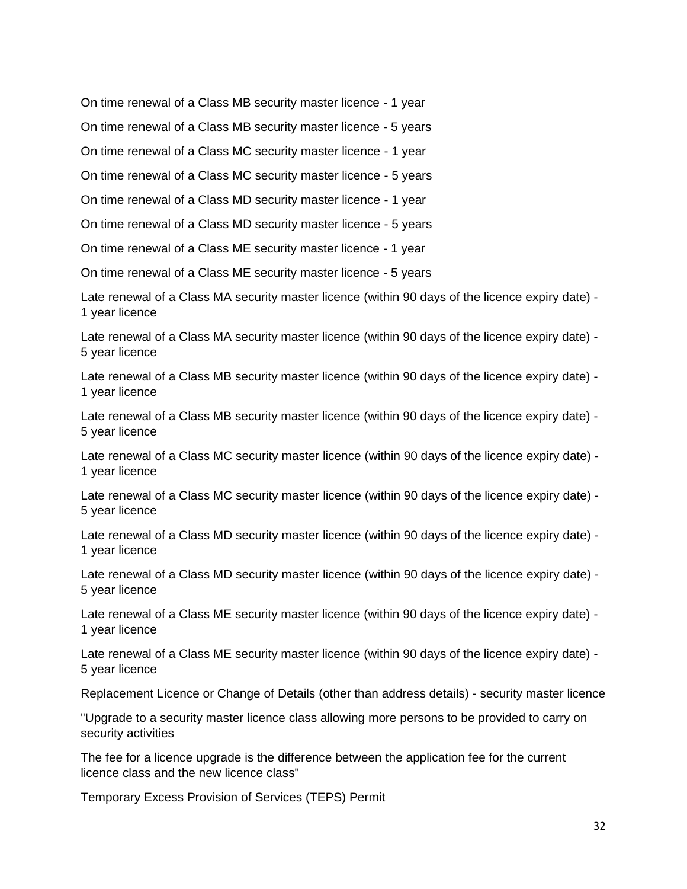On time renewal of a Class MB security master licence - 1 year

On time renewal of a Class MB security master licence - 5 years

On time renewal of a Class MC security master licence - 1 year

On time renewal of a Class MC security master licence - 5 years

On time renewal of a Class MD security master licence - 1 year

On time renewal of a Class MD security master licence - 5 years

On time renewal of a Class ME security master licence - 1 year

On time renewal of a Class ME security master licence - 5 years

Late renewal of a Class MA security master licence (within 90 days of the licence expiry date) - 1 year licence

Late renewal of a Class MA security master licence (within 90 days of the licence expiry date) - 5 year licence

Late renewal of a Class MB security master licence (within 90 days of the licence expiry date) - 1 year licence

Late renewal of a Class MB security master licence (within 90 days of the licence expiry date) - 5 year licence

Late renewal of a Class MC security master licence (within 90 days of the licence expiry date) - 1 year licence

Late renewal of a Class MC security master licence (within 90 days of the licence expiry date) - 5 year licence

Late renewal of a Class MD security master licence (within 90 days of the licence expiry date) - 1 year licence

Late renewal of a Class MD security master licence (within 90 days of the licence expiry date) - 5 year licence

Late renewal of a Class ME security master licence (within 90 days of the licence expiry date) - 1 year licence

Late renewal of a Class ME security master licence (within 90 days of the licence expiry date) - 5 year licence

Replacement Licence or Change of Details (other than address details) - security master licence

"Upgrade to a security master licence class allowing more persons to be provided to carry on security activities

The fee for a licence upgrade is the difference between the application fee for the current licence class and the new licence class"

Temporary Excess Provision of Services (TEPS) Permit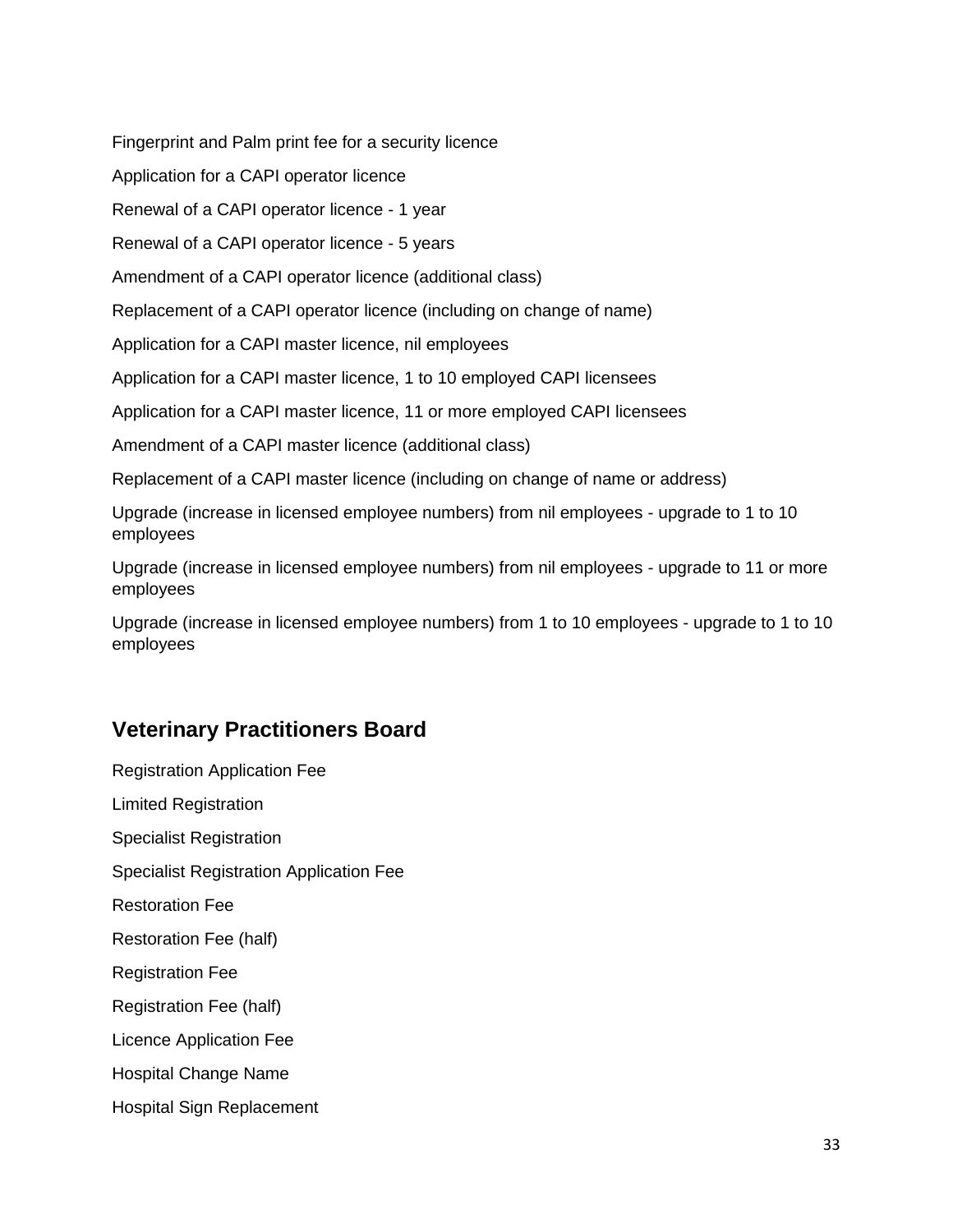Fingerprint and Palm print fee for a security licence

Application for a CAPI operator licence

Renewal of a CAPI operator licence - 1 year

Renewal of a CAPI operator licence - 5 years

Amendment of a CAPI operator licence (additional class)

Replacement of a CAPI operator licence (including on change of name)

Application for a CAPI master licence, nil employees

Application for a CAPI master licence, 1 to 10 employed CAPI licensees

Application for a CAPI master licence, 11 or more employed CAPI licensees

Amendment of a CAPI master licence (additional class)

Replacement of a CAPI master licence (including on change of name or address)

Upgrade (increase in licensed employee numbers) from nil employees - upgrade to 1 to 10 employees

Upgrade (increase in licensed employee numbers) from nil employees - upgrade to 11 or more employees

Upgrade (increase in licensed employee numbers) from 1 to 10 employees - upgrade to 1 to 10 employees

## Veterinary Practitioners Board

Registration Application Fee

Limited Registration

Specialist Registration

Specialist Registration Application Fee

Restoration Fee

Restoration Fee (half)

Registration Fee

Registration Fee (half)

Licence Application Fee

Hospital Change Name

Hospital Sign Replacement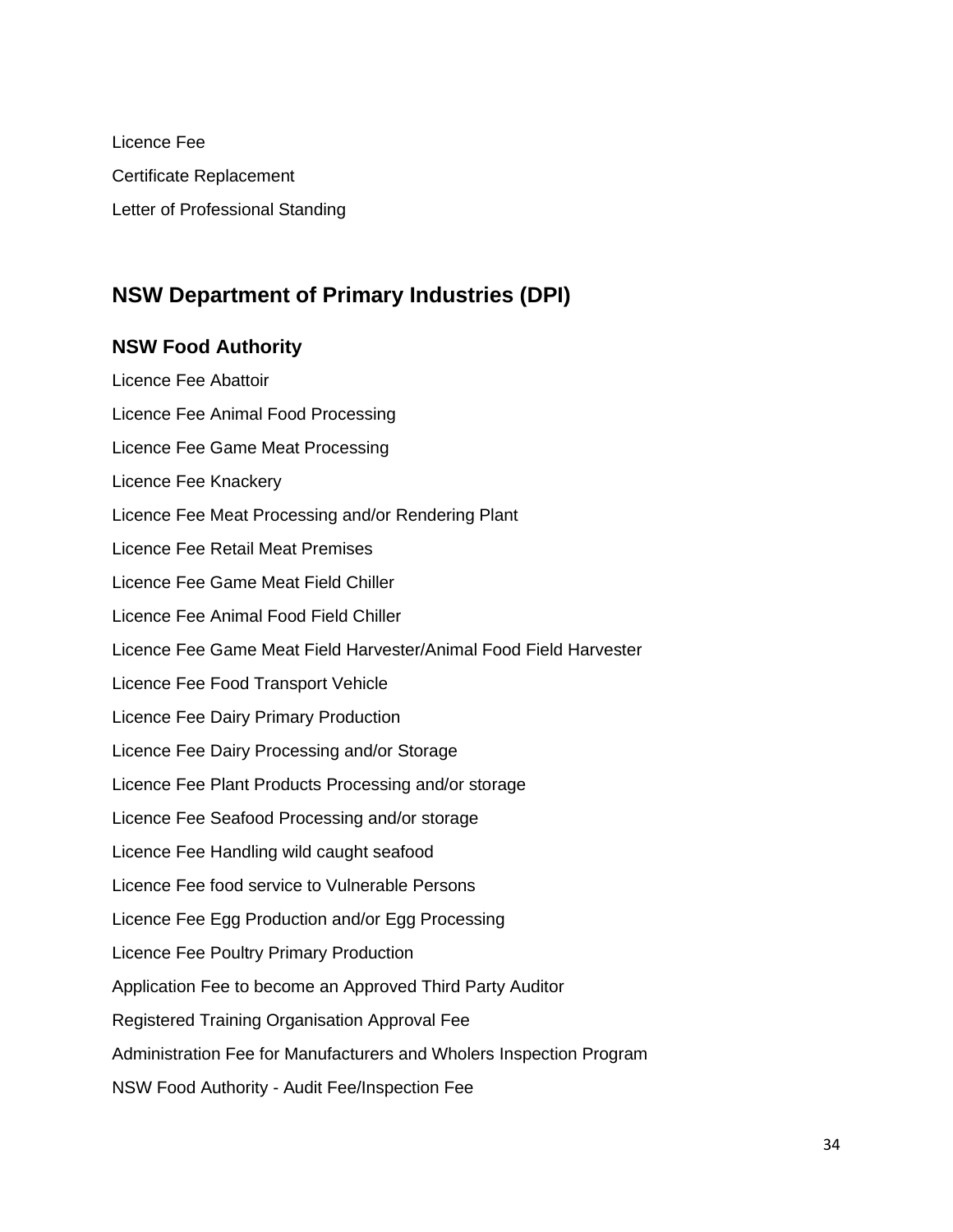Licence Fee

Certificate Replacement

Letter of Professional Standing

## NSW Department of Primary Industries (DPI)

### NSW Food Authority

Licence Fee Abattoir

Licence Fee Animal Food Processing

Licence Fee Game Meat Processing

Licence Fee Knackery

Licence Fee Meat Processing and/or Rendering Plant

Licence Fee Retail Meat Premises

Licence Fee Game Meat Field Chiller

Licence Fee Animal Food Field Chiller

Licence Fee Game Meat Field Harvester/Animal Food Field Harvester

Licence Fee Food Transport Vehicle

Licence Fee Dairy Primary Production

Licence Fee Dairy Processing and/or Storage

Licence Fee Plant Products Processing and/or storage

Licence Fee Seafood Processing and/or storage

Licence Fee Handling wild caught seafood

Licence Fee food service to Vulnerable Persons

Licence Fee Egg Production and/or Egg Processing

Licence Fee Poultry Primary Production

Application Fee to become an Approved Third Party Auditor

Registered Training Organisation Approval Fee

Administration Fee for Manufacturers and Wholers Inspection Program

NSW Food Authority - Audit Fee/Inspection Fee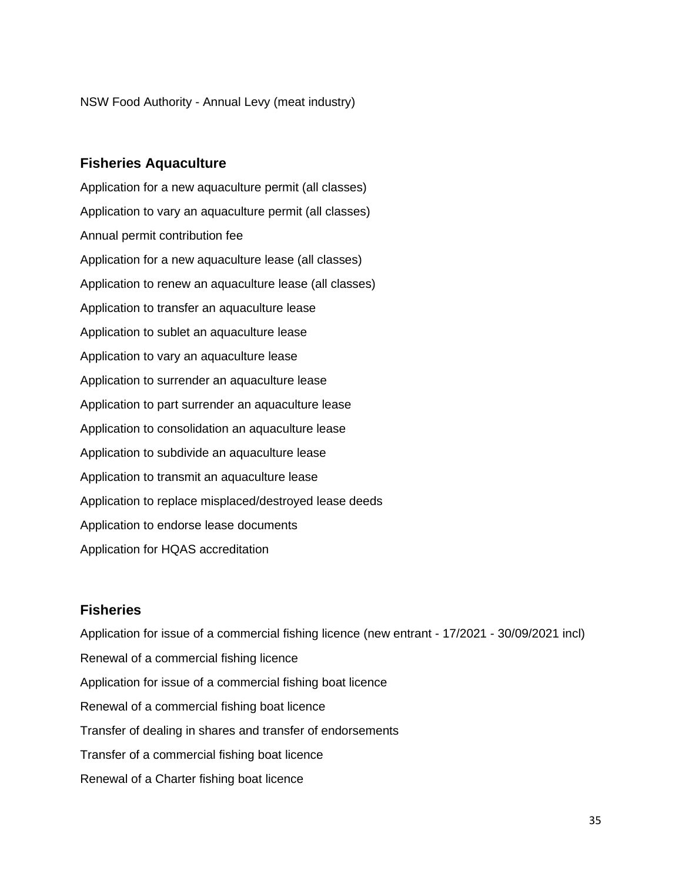NSW Food Authority - Annual Levy (meat industry)

## Fisheries Aquaculture

Application for a new aquaculture permit (all classes)

Application to vary an aquaculture permit (all classes)

Annual permit contribution fee

Application for a new aquaculture lease (all classes)

Application to renew an aquaculture lease (all classes)

Application to transfer an aquaculture lease

Application to sublet an aquaculture lease

Application to vary an aquaculture lease

Application to surrender an aquaculture lease

Application to part surrender an aquaculture lease

Application to consolidation an aquaculture lease

Application to subdivide an aquaculture lease

Application to transmit an aquaculture lease

Application to replace misplaced/destroyed lease deeds

Application to endorse lease documents

Application for HQAS accreditation

## Fisheries

Application for issue of a commercial fishing licence (new entrant - 17/2021 - 30/09/2021 incl)

Renewal of a commercial fishing licence

Application for issue of a commercial fishing boat licence

Renewal of a commercial fishing boat licence

Transfer of dealing in shares and transfer of endorsements

Transfer of a commercial fishing boat licence

Renewal of a Charter fishing boat licence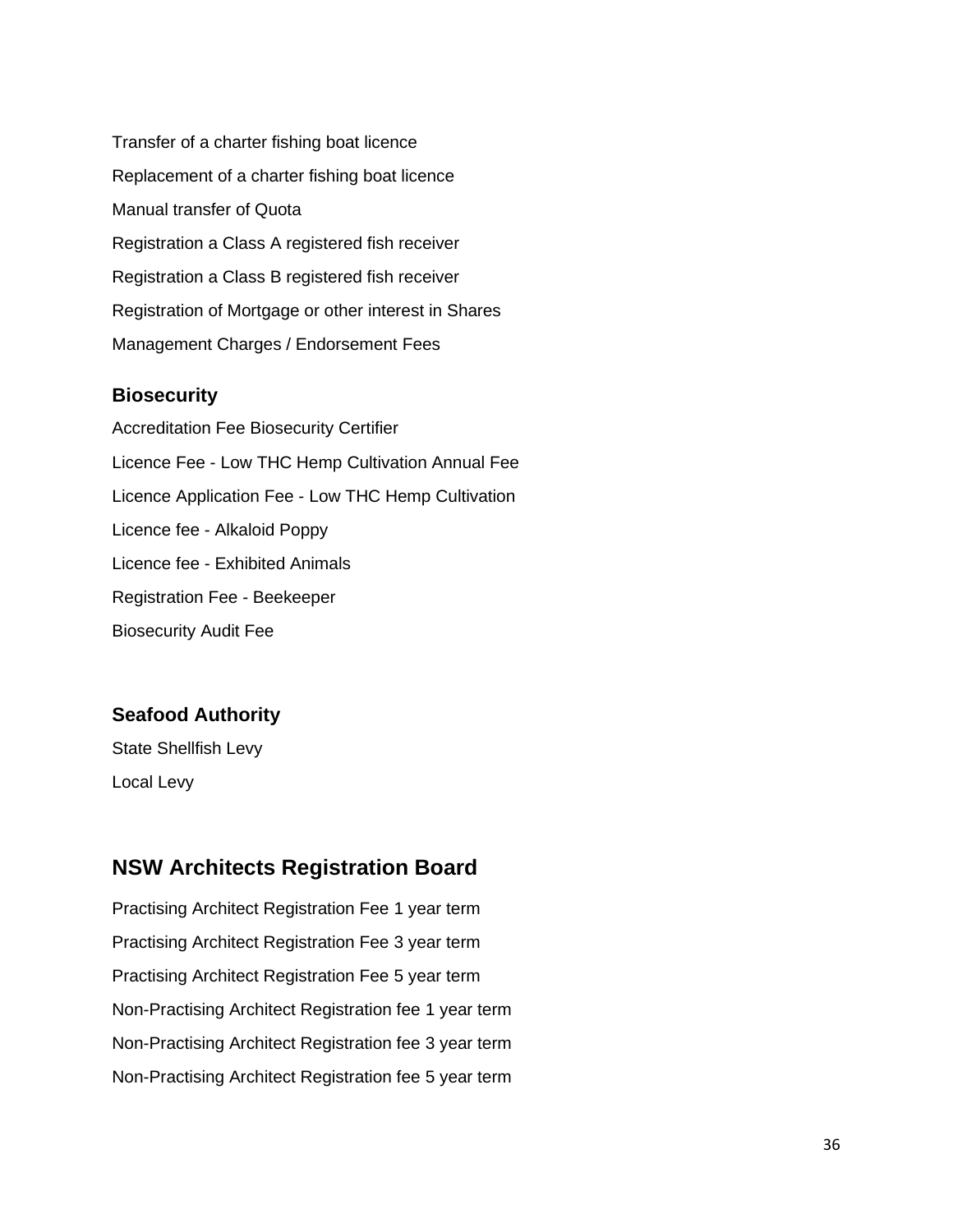Transfer of a charter fishing boat licence

Replacement of a charter fishing boat licence

Manual transfer of Quota

Registration a Class A registered fish receiver

Registration a Class B registered fish receiver

Registration of Mortgage or other interest in Shares

Management Charges / Endorsement Fees

### Biosecurity

Accreditation Fee Biosecurity Certifier

Licence Fee - Low THC Hemp Cultivation Annual Fee

Licence Application Fee - Low THC Hemp Cultivation

Licence fee - Alkaloid Poppy

Licence fee - Exhibited Animals

Registration Fee - Beekeeper

Biosecurity Audit Fee

### Seafood Authority

State Shellfish Levy

Local Levy

## NSW Architects Registration Board

Practising Architect Registration Fee 1 year term

Practising Architect Registration Fee 3 year term

Practising Architect Registration Fee 5 year term

Non-Practising Architect Registration fee 1 year term

Non-Practising Architect Registration fee 3 year term

Non-Practising Architect Registration fee 5 year term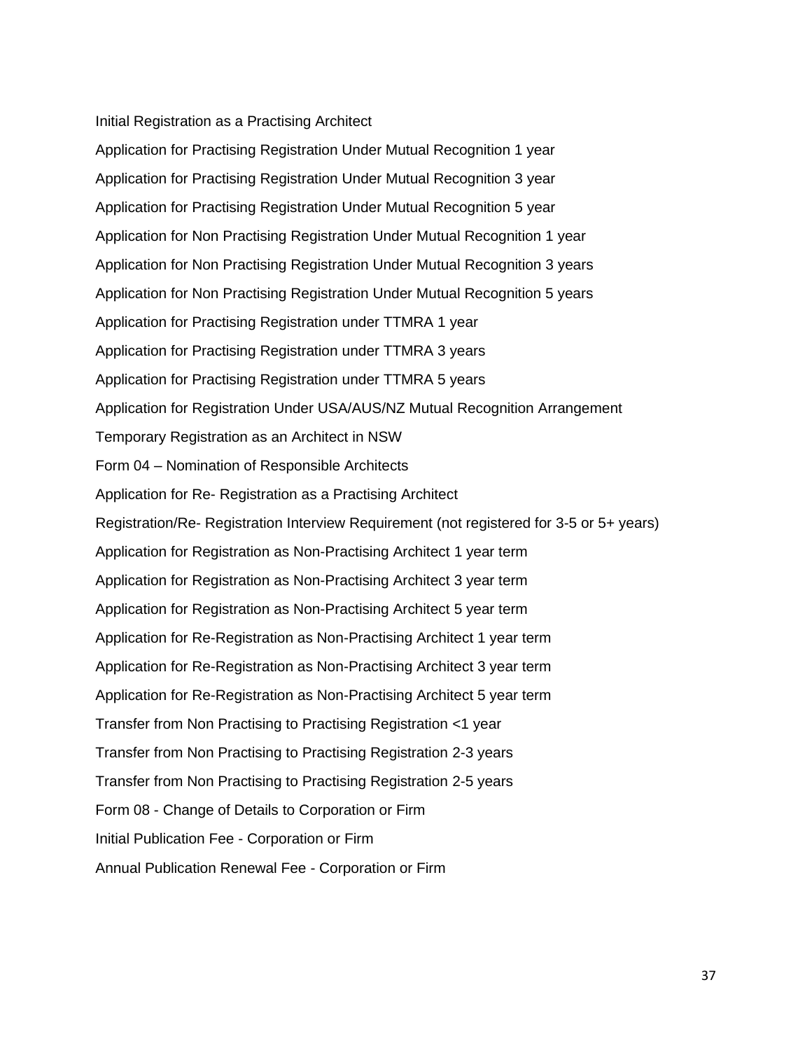Initial Registration as a Practising Architect

Application for Practising Registration Under Mutual Recognition 1 year

Application for Practising Registration Under Mutual Recognition 3 year

Application for Practising Registration Under Mutual Recognition 5 year

Application for Non Practising Registration Under Mutual Recognition 1 year

Application for Non Practising Registration Under Mutual Recognition 3 years

Application for Non Practising Registration Under Mutual Recognition 5 years

Application for Practising Registration under TTMRA 1 year

Application for Practising Registration under TTMRA 3 years

Application for Practising Registration under TTMRA 5 years

Application for Registration Under USA/AUS/NZ Mutual Recognition Arrangement

Temporary Registration as an Architect in NSW

Form 04 – Nomination of Responsible Architects

Application for Re- Registration as a Practising Architect

Registration/Re- Registration Interview Requirement (not registered for 3-5 or 5+ years)

Application for Registration as Non-Practising Architect 1 year term

Application for Registration as Non-Practising Architect 3 year term

Application for Registration as Non-Practising Architect 5 year term

Application for Re-Registration as Non-Practising Architect 1 year term

Application for Re-Registration as Non-Practising Architect 3 year term

Application for Re-Registration as Non-Practising Architect 5 year term

Transfer from Non Practising to Practising Registration <1 year

Transfer from Non Practising to Practising Registration 2-3 years

Transfer from Non Practising to Practising Registration 2-5 years

Form 08 - Change of Details to Corporation or Firm

Initial Publication Fee - Corporation or Firm

Annual Publication Renewal Fee - Corporation or Firm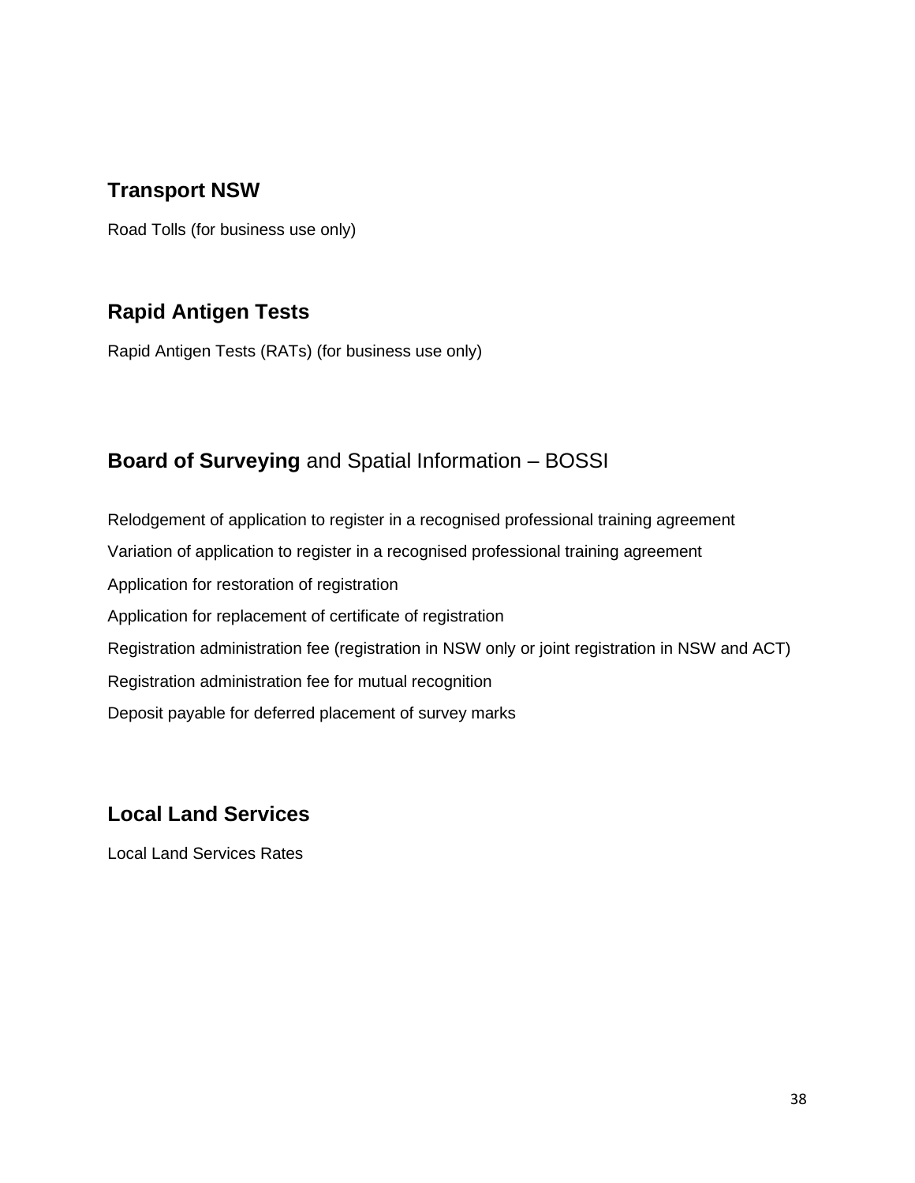## Transport NSW

Road Tolls (for business use only)

## Rapid Antigen Tests

Rapid Antigen Tests (RATs) (for business use only)

## **Board of Surveying** and Spatial Information – BOSSI

Relodgement of application to register in a recognised professional training agreement

Variation of application to register in a recognised professional training agreement

Application for restoration of registration

Application for replacement of certificate of registration

Registration administration fee (registration in NSW only or joint registration in NSW and ACT)

Registration administration fee for mutual recognition

Deposit payable for deferred placement of survey marks

## Local Land Services

Local Land Services Rates